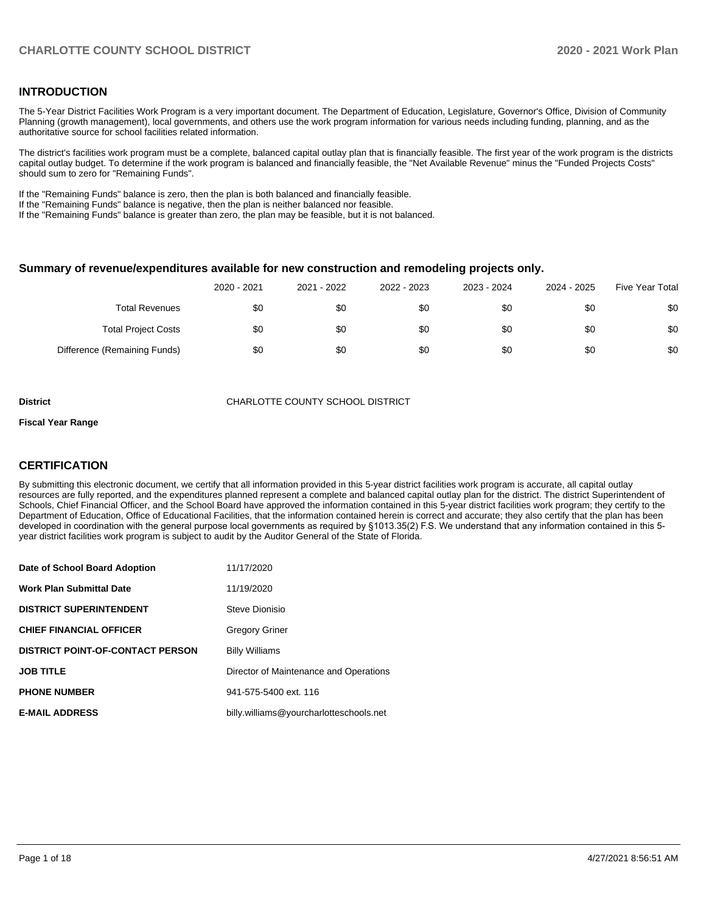## INTRODUCTION

The 5-Year District Facilities Work Program is a very important document. The Department of Education, Legislature, Governor's Office, Division of Community Planning (growth management), local governments, and others use the work program information for various needs including funding, planning, and as the authoritative source for school facilities related information.

The district's facilities work program must be a complete, balanced capital outlay plan that is financially feasible. The first year of the work program is the districts capital outlay budget. To determine if the work program is balanced and financially feasible, the "Net Available Revenue" minus the "Funded Projects Costs" should sum to zero for "Remaining Funds".

If the "Remaining Funds" balance is zero, then the plan is both balanced and financially feasible.
If the "Remaining Funds" balance is negative, then the plan is neither balanced nor feasible.
If the "Remaining Funds" balance is greater than zero, the plan may be feasible, but it is not balanced.

### Summary of revenue/expenditures available for new construction and remodeling projects only.

| | 2020 - 2021 | 2021 - 2022 | 2022 - 2023 | 2023 - 2024 | 2024 - 2025 | Five Year Total |
|---|---|---|---|---|---|---|
| Total Revenues | $0 | $0 | $0 | $0 | $0 | $0 |
| Total Project Costs | $0 | $0 | $0 | $0 | $0 | $0 |
| Difference (Remaining Funds) | $0 | $0 | $0 | $0 | $0 | $0 |

**District** CHARLOTTE COUNTY SCHOOL DISTRICT

**Fiscal Year Range**

## CERTIFICATION

By submitting this electronic document, we certify that all information provided in this 5-year district facilities work program is accurate, all capital outlay resources are fully reported, and the expenditures planned represent a complete and balanced capital outlay plan for the district. The district Superintendent of Schools, Chief Financial Officer, and the School Board have approved the information contained in this 5-year district facilities work program; they certify to the Department of Education, Office of Educational Facilities, that the information contained herein is correct and accurate; they also certify that the plan has been developed in coordination with the general purpose local governments as required by §1013.35(2) F.S. We understand that any information contained in this 5-year district facilities work program is subject to audit by the Auditor General of the State of Florida.

| | |
|---|---|
| **Date of School Board Adoption** | 11/17/2020 |
| **Work Plan Submittal Date** | 11/19/2020 |
| **DISTRICT SUPERINTENDENT** | Steve Dionisio |
| **CHIEF FINANCIAL OFFICER** | Gregory Griner |
| **DISTRICT POINT-OF-CONTACT PERSON** | Billy Williams |
| **JOB TITLE** | Director of Maintenance and Operations |
| **PHONE NUMBER** | 941-575-5400 ext. 116 |
| **E-MAIL ADDRESS** | billy.williams@yourcharlotteschools.net |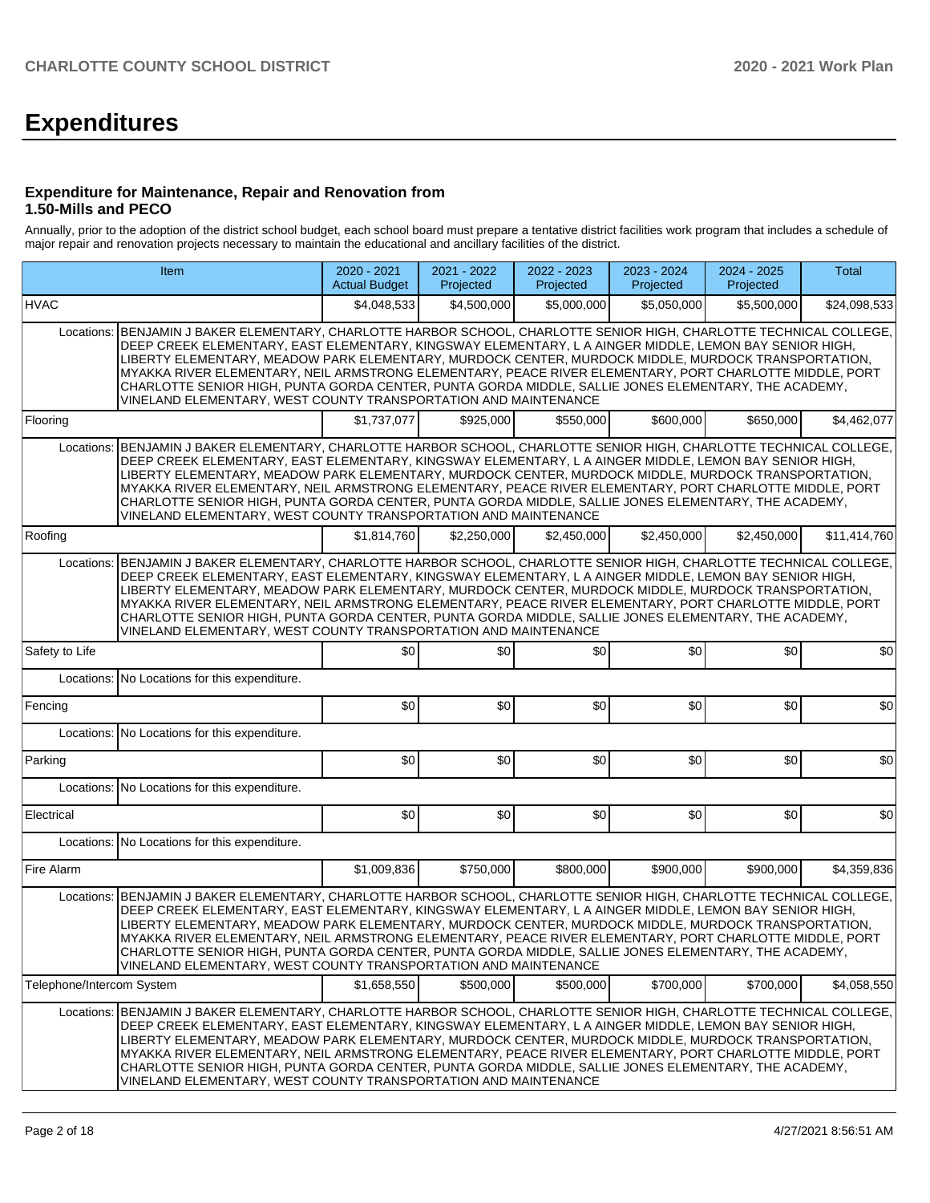# Expenditures

### Expenditure for Maintenance, Repair and Renovation from 1.50-Mills and PECO

Annually, prior to the adoption of the district school budget, each school board must prepare a tentative district facilities work program that includes a schedule of major repair and renovation projects necessary to maintain the educational and ancillary facilities of the district.

| Item | | 2020 - 2021 Actual Budget | 2021 - 2022 Projected | 2022 - 2023 Projected | 2023 - 2024 Projected | 2024 - 2025 Projected | Total |
|---|---|---|---|---|---|---|---|
| HVAC | | $4,048,533 | $4,500,000 | $5,000,000 | $5,050,000 | $5,500,000 | $24,098,533 |
| Locations: | BENJAMIN J BAKER ELEMENTARY, CHARLOTTE HARBOR SCHOOL, CHARLOTTE SENIOR HIGH, CHARLOTTE TECHNICAL COLLEGE, DEEP CREEK ELEMENTARY, EAST ELEMENTARY, KINGSWAY ELEMENTARY, L A AINGER MIDDLE, LEMON BAY SENIOR HIGH, LIBERTY ELEMENTARY, MEADOW PARK ELEMENTARY, MURDOCK CENTER, MURDOCK MIDDLE, MURDOCK TRANSPORTATION, MYAKKA RIVER ELEMENTARY, NEIL ARMSTRONG ELEMENTARY, PEACE RIVER ELEMENTARY, PORT CHARLOTTE MIDDLE, PORT CHARLOTTE SENIOR HIGH, PUNTA GORDA CENTER, PUNTA GORDA MIDDLE, SALLIE JONES ELEMENTARY, THE ACADEMY, VINELAND ELEMENTARY, WEST COUNTY TRANSPORTATION AND MAINTENANCE | | | | | | |
| Flooring | | $1,737,077 | $925,000 | $550,000 | $600,000 | $650,000 | $4,462,077 |
| Locations: | BENJAMIN J BAKER ELEMENTARY, CHARLOTTE HARBOR SCHOOL, CHARLOTTE SENIOR HIGH, CHARLOTTE TECHNICAL COLLEGE, DEEP CREEK ELEMENTARY, EAST ELEMENTARY, KINGSWAY ELEMENTARY, L A AINGER MIDDLE, LEMON BAY SENIOR HIGH, LIBERTY ELEMENTARY, MEADOW PARK ELEMENTARY, MURDOCK CENTER, MURDOCK MIDDLE, MURDOCK TRANSPORTATION, MYAKKA RIVER ELEMENTARY, NEIL ARMSTRONG ELEMENTARY, PEACE RIVER ELEMENTARY, PORT CHARLOTTE MIDDLE, PORT CHARLOTTE SENIOR HIGH, PUNTA GORDA CENTER, PUNTA GORDA MIDDLE, SALLIE JONES ELEMENTARY, THE ACADEMY, VINELAND ELEMENTARY, WEST COUNTY TRANSPORTATION AND MAINTENANCE | | | | | | |
| Roofing | | $1,814,760 | $2,250,000 | $2,450,000 | $2,450,000 | $2,450,000 | $11,414,760 |
| Locations: | BENJAMIN J BAKER ELEMENTARY, CHARLOTTE HARBOR SCHOOL, CHARLOTTE SENIOR HIGH, CHARLOTTE TECHNICAL COLLEGE, DEEP CREEK ELEMENTARY, EAST ELEMENTARY, KINGSWAY ELEMENTARY, L A AINGER MIDDLE, LEMON BAY SENIOR HIGH, LIBERTY ELEMENTARY, MEADOW PARK ELEMENTARY, MURDOCK CENTER, MURDOCK MIDDLE, MURDOCK TRANSPORTATION, MYAKKA RIVER ELEMENTARY, NEIL ARMSTRONG ELEMENTARY, PEACE RIVER ELEMENTARY, PORT CHARLOTTE MIDDLE, PORT CHARLOTTE SENIOR HIGH, PUNTA GORDA CENTER, PUNTA GORDA MIDDLE, SALLIE JONES ELEMENTARY, THE ACADEMY, VINELAND ELEMENTARY, WEST COUNTY TRANSPORTATION AND MAINTENANCE | | | | | | |
| Safety to Life | | $0 | $0 | $0 | $0 | $0 | $0 |
| Locations: | No Locations for this expenditure. | | | | | | |
| Fencing | | $0 | $0 | $0 | $0 | $0 | $0 |
| Locations: | No Locations for this expenditure. | | | | | | |
| Parking | | $0 | $0 | $0 | $0 | $0 | $0 |
| Locations: | No Locations for this expenditure. | | | | | | |
| Electrical | | $0 | $0 | $0 | $0 | $0 | $0 |
| Locations: | No Locations for this expenditure. | | | | | | |
| Fire Alarm | | $1,009,836 | $750,000 | $800,000 | $900,000 | $900,000 | $4,359,836 |
| Locations: | BENJAMIN J BAKER ELEMENTARY, CHARLOTTE HARBOR SCHOOL, CHARLOTTE SENIOR HIGH, CHARLOTTE TECHNICAL COLLEGE, DEEP CREEK ELEMENTARY, EAST ELEMENTARY, KINGSWAY ELEMENTARY, L A AINGER MIDDLE, LEMON BAY SENIOR HIGH, LIBERTY ELEMENTARY, MEADOW PARK ELEMENTARY, MURDOCK CENTER, MURDOCK MIDDLE, MURDOCK TRANSPORTATION, MYAKKA RIVER ELEMENTARY, NEIL ARMSTRONG ELEMENTARY, PEACE RIVER ELEMENTARY, PORT CHARLOTTE MIDDLE, PORT CHARLOTTE SENIOR HIGH, PUNTA GORDA CENTER, PUNTA GORDA MIDDLE, SALLIE JONES ELEMENTARY, THE ACADEMY, VINELAND ELEMENTARY, WEST COUNTY TRANSPORTATION AND MAINTENANCE | | | | | | |
| Telephone/Intercom System | | $1,658,550 | $500,000 | $500,000 | $700,000 | $700,000 | $4,058,550 |
| Locations: | BENJAMIN J BAKER ELEMENTARY, CHARLOTTE HARBOR SCHOOL, CHARLOTTE SENIOR HIGH, CHARLOTTE TECHNICAL COLLEGE, DEEP CREEK ELEMENTARY, EAST ELEMENTARY, KINGSWAY ELEMENTARY, L A AINGER MIDDLE, LEMON BAY SENIOR HIGH, LIBERTY ELEMENTARY, MEADOW PARK ELEMENTARY, MURDOCK CENTER, MURDOCK MIDDLE, MURDOCK TRANSPORTATION, MYAKKA RIVER ELEMENTARY, NEIL ARMSTRONG ELEMENTARY, PEACE RIVER ELEMENTARY, PORT CHARLOTTE MIDDLE, PORT CHARLOTTE SENIOR HIGH, PUNTA GORDA CENTER, PUNTA GORDA MIDDLE, SALLIE JONES ELEMENTARY, THE ACADEMY, VINELAND ELEMENTARY, WEST COUNTY TRANSPORTATION AND MAINTENANCE | | | | | | |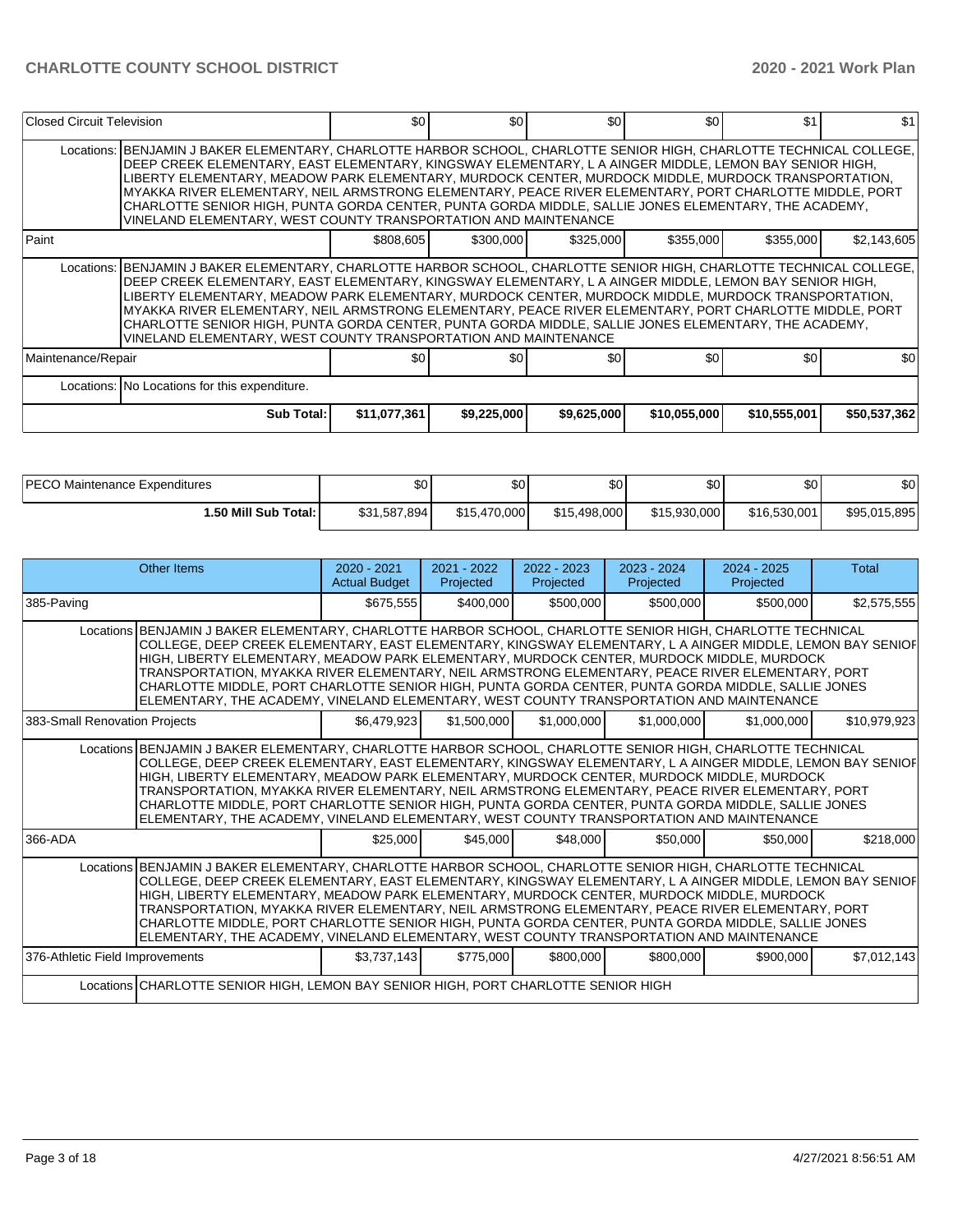| Closed Circuit Television | | $0 | $0 | $0 | $0 | $1 | $1 |
|---|---|---|---|---|---|---|---|
| Locations: | BENJAMIN J BAKER ELEMENTARY, CHARLOTTE HARBOR SCHOOL, CHARLOTTE SENIOR HIGH, CHARLOTTE TECHNICAL COLLEGE, DEEP CREEK ELEMENTARY, EAST ELEMENTARY, KINGSWAY ELEMENTARY, L A AINGER MIDDLE, LEMON BAY SENIOR HIGH, LIBERTY ELEMENTARY, MEADOW PARK ELEMENTARY, MURDOCK CENTER, MURDOCK MIDDLE, MURDOCK TRANSPORTATION, MYAKKA RIVER ELEMENTARY, NEIL ARMSTRONG ELEMENTARY, PEACE RIVER ELEMENTARY, PORT CHARLOTTE MIDDLE, PORT CHARLOTTE SENIOR HIGH, PUNTA GORDA CENTER, PUNTA GORDA MIDDLE, SALLIE JONES ELEMENTARY, THE ACADEMY, VINELAND ELEMENTARY, WEST COUNTY TRANSPORTATION AND MAINTENANCE | | | | | | |
| Paint | | $808,605 | $300,000 | $325,000 | $355,000 | $355,000 | $2,143,605 |
| Locations: | BENJAMIN J BAKER ELEMENTARY, CHARLOTTE HARBOR SCHOOL, CHARLOTTE SENIOR HIGH, CHARLOTTE TECHNICAL COLLEGE, DEEP CREEK ELEMENTARY, EAST ELEMENTARY, KINGSWAY ELEMENTARY, L A AINGER MIDDLE, LEMON BAY SENIOR HIGH, LIBERTY ELEMENTARY, MEADOW PARK ELEMENTARY, MURDOCK CENTER, MURDOCK MIDDLE, MURDOCK TRANSPORTATION, MYAKKA RIVER ELEMENTARY, NEIL ARMSTRONG ELEMENTARY, PEACE RIVER ELEMENTARY, PORT CHARLOTTE MIDDLE, PORT CHARLOTTE SENIOR HIGH, PUNTA GORDA CENTER, PUNTA GORDA MIDDLE, SALLIE JONES ELEMENTARY, THE ACADEMY, VINELAND ELEMENTARY, WEST COUNTY TRANSPORTATION AND MAINTENANCE | | | | | | |
| Maintenance/Repair | | $0 | $0 | $0 | $0 | $0 | $0 |
| Locations: | No Locations for this expenditure. | | | | | | |
| | **Sub Total:** | **$11,077,361** | **$9,225,000** | **$9,625,000** | **$10,055,000** | **$10,555,001** | **$50,537,362** |

| PECO Maintenance Expenditures | $0 | $0 | $0 | $0 | $0 | $0 |
|---|---|---|---|---|---|---|
| **1.50 Mill Sub Total:** | $31,587,894 | $15,470,000 | $15,498,000 | $15,930,000 | $16,530,001 | $95,015,895 |

| Other Items | | 2020 - 2021 Actual Budget | 2021 - 2022 Projected | 2022 - 2023 Projected | 2023 - 2024 Projected | 2024 - 2025 Projected | Total |
|---|---|---|---|---|---|---|---|
| 385-Paving | | $675,555 | $400,000 | $500,000 | $500,000 | $500,000 | $2,575,555 |
| Locations | BENJAMIN J BAKER ELEMENTARY, CHARLOTTE HARBOR SCHOOL, CHARLOTTE SENIOR HIGH, CHARLOTTE TECHNICAL COLLEGE, DEEP CREEK ELEMENTARY, EAST ELEMENTARY, KINGSWAY ELEMENTARY, L A AINGER MIDDLE, LEMON BAY SENIOR HIGH, LIBERTY ELEMENTARY, MEADOW PARK ELEMENTARY, MURDOCK CENTER, MURDOCK MIDDLE, MURDOCK TRANSPORTATION, MYAKKA RIVER ELEMENTARY, NEIL ARMSTRONG ELEMENTARY, PEACE RIVER ELEMENTARY, PORT CHARLOTTE MIDDLE, PORT CHARLOTTE SENIOR HIGH, PUNTA GORDA CENTER, PUNTA GORDA MIDDLE, SALLIE JONES ELEMENTARY, THE ACADEMY, VINELAND ELEMENTARY, WEST COUNTY TRANSPORTATION AND MAINTENANCE | | | | | | |
| 383-Small Renovation Projects | | $6,479,923 | $1,500,000 | $1,000,000 | $1,000,000 | $1,000,000 | $10,979,923 |
| Locations | BENJAMIN J BAKER ELEMENTARY, CHARLOTTE HARBOR SCHOOL, CHARLOTTE SENIOR HIGH, CHARLOTTE TECHNICAL COLLEGE, DEEP CREEK ELEMENTARY, EAST ELEMENTARY, KINGSWAY ELEMENTARY, L A AINGER MIDDLE, LEMON BAY SENIOR HIGH, LIBERTY ELEMENTARY, MEADOW PARK ELEMENTARY, MURDOCK CENTER, MURDOCK MIDDLE, MURDOCK TRANSPORTATION, MYAKKA RIVER ELEMENTARY, NEIL ARMSTRONG ELEMENTARY, PEACE RIVER ELEMENTARY, PORT CHARLOTTE MIDDLE, PORT CHARLOTTE SENIOR HIGH, PUNTA GORDA CENTER, PUNTA GORDA MIDDLE, SALLIE JONES ELEMENTARY, THE ACADEMY, VINELAND ELEMENTARY, WEST COUNTY TRANSPORTATION AND MAINTENANCE | | | | | | |
| 366-ADA | | $25,000 | $45,000 | $48,000 | $50,000 | $50,000 | $218,000 |
| Locations | BENJAMIN J BAKER ELEMENTARY, CHARLOTTE HARBOR SCHOOL, CHARLOTTE SENIOR HIGH, CHARLOTTE TECHNICAL COLLEGE, DEEP CREEK ELEMENTARY, EAST ELEMENTARY, KINGSWAY ELEMENTARY, L A AINGER MIDDLE, LEMON BAY SENIOR HIGH, LIBERTY ELEMENTARY, MEADOW PARK ELEMENTARY, MURDOCK CENTER, MURDOCK MIDDLE, MURDOCK TRANSPORTATION, MYAKKA RIVER ELEMENTARY, NEIL ARMSTRONG ELEMENTARY, PEACE RIVER ELEMENTARY, PORT CHARLOTTE MIDDLE, PORT CHARLOTTE SENIOR HIGH, PUNTA GORDA CENTER, PUNTA GORDA MIDDLE, SALLIE JONES ELEMENTARY, THE ACADEMY, VINELAND ELEMENTARY, WEST COUNTY TRANSPORTATION AND MAINTENANCE | | | | | | |
| 376-Athletic Field Improvements | | $3,737,143 | $775,000 | $800,000 | $800,000 | $900,000 | $7,012,143 |
| Locations | CHARLOTTE SENIOR HIGH, LEMON BAY SENIOR HIGH, PORT CHARLOTTE SENIOR HIGH | | | | | | |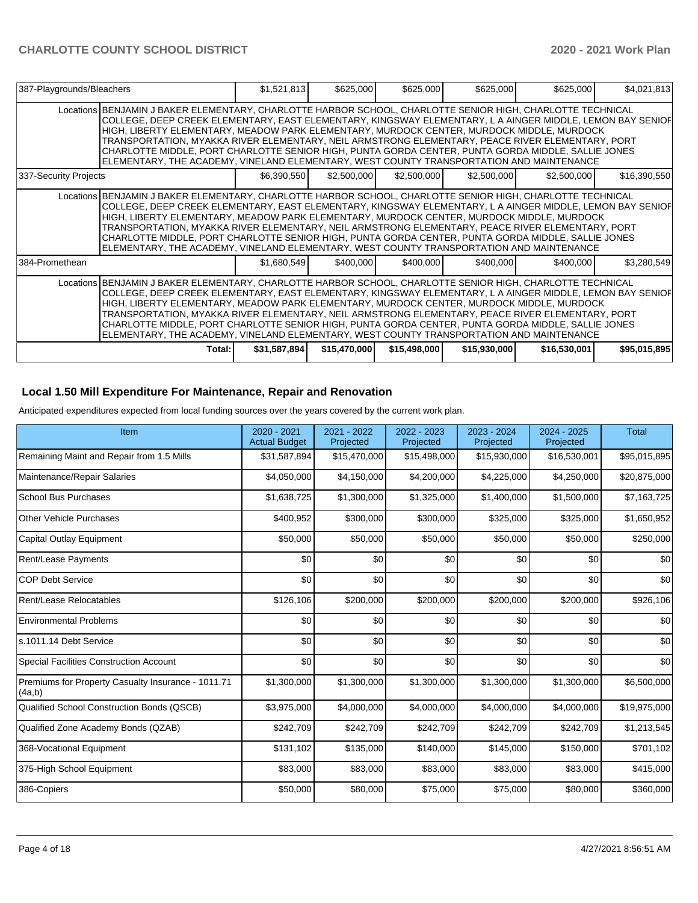| 387-Playgrounds/Bleachers | | $1,521,813 | $625,000 | $625,000 | $625,000 | $625,000 | $4,021,813 |
|---|---|---|---|---|---|---|---|
| | Locations | BENJAMIN J BAKER ELEMENTARY, CHARLOTTE HARBOR SCHOOL, CHARLOTTE SENIOR HIGH, CHARLOTTE TECHNICAL COLLEGE, DEEP CREEK ELEMENTARY, EAST ELEMENTARY, KINGSWAY ELEMENTARY, L A AINGER MIDDLE, LEMON BAY SENIOR HIGH, LIBERTY ELEMENTARY, MEADOW PARK ELEMENTARY, MURDOCK CENTER, MURDOCK MIDDLE, MURDOCK TRANSPORTATION, MYAKKA RIVER ELEMENTARY, NEIL ARMSTRONG ELEMENTARY, PEACE RIVER ELEMENTARY, PORT CHARLOTTE MIDDLE, PORT CHARLOTTE SENIOR HIGH, PUNTA GORDA CENTER, PUNTA GORDA MIDDLE, SALLIE JONES ELEMENTARY, THE ACADEMY, VINELAND ELEMENTARY, WEST COUNTY TRANSPORTATION AND MAINTENANCE | | | | | |
| 337-Security Projects | | $6,390,550 | $2,500,000 | $2,500,000 | $2,500,000 | $2,500,000 | $16,390,550 |
| | Locations | BENJAMIN J BAKER ELEMENTARY, CHARLOTTE HARBOR SCHOOL, CHARLOTTE SENIOR HIGH, CHARLOTTE TECHNICAL COLLEGE, DEEP CREEK ELEMENTARY, EAST ELEMENTARY, KINGSWAY ELEMENTARY, L A AINGER MIDDLE, LEMON BAY SENIOR HIGH, LIBERTY ELEMENTARY, MEADOW PARK ELEMENTARY, MURDOCK CENTER, MURDOCK MIDDLE, MURDOCK TRANSPORTATION, MYAKKA RIVER ELEMENTARY, NEIL ARMSTRONG ELEMENTARY, PEACE RIVER ELEMENTARY, PORT CHARLOTTE MIDDLE, PORT CHARLOTTE SENIOR HIGH, PUNTA GORDA CENTER, PUNTA GORDA MIDDLE, SALLIE JONES ELEMENTARY, THE ACADEMY, VINELAND ELEMENTARY, WEST COUNTY TRANSPORTATION AND MAINTENANCE | | | | | |
| 384-Promethean | | $1,680,549 | $400,000 | $400,000 | $400,000 | $400,000 | $3,280,549 |
| | Locations | BENJAMIN J BAKER ELEMENTARY, CHARLOTTE HARBOR SCHOOL, CHARLOTTE SENIOR HIGH, CHARLOTTE TECHNICAL COLLEGE, DEEP CREEK ELEMENTARY, EAST ELEMENTARY, KINGSWAY ELEMENTARY, L A AINGER MIDDLE, LEMON BAY SENIOR HIGH, LIBERTY ELEMENTARY, MEADOW PARK ELEMENTARY, MURDOCK CENTER, MURDOCK MIDDLE, MURDOCK TRANSPORTATION, MYAKKA RIVER ELEMENTARY, NEIL ARMSTRONG ELEMENTARY, PEACE RIVER ELEMENTARY, PORT CHARLOTTE MIDDLE, PORT CHARLOTTE SENIOR HIGH, PUNTA GORDA CENTER, PUNTA GORDA MIDDLE, SALLIE JONES ELEMENTARY, THE ACADEMY, VINELAND ELEMENTARY, WEST COUNTY TRANSPORTATION AND MAINTENANCE | | | | | |
| | Total: | $31,587,894 | $15,470,000 | $15,498,000 | $15,930,000 | $16,530,001 | $95,015,895 |

## Local 1.50 Mill Expenditure For Maintenance, Repair and Renovation

Anticipated expenditures expected from local funding sources over the years covered by the current work plan.

| Item | 2020 - 2021 Actual Budget | 2021 - 2022 Projected | 2022 - 2023 Projected | 2023 - 2024 Projected | 2024 - 2025 Projected | Total |
|---|---|---|---|---|---|---|
| Remaining Maint and Repair from 1.5 Mills | $31,587,894 | $15,470,000 | $15,498,000 | $15,930,000 | $16,530,001 | $95,015,895 |
| Maintenance/Repair Salaries | $4,050,000 | $4,150,000 | $4,200,000 | $4,225,000 | $4,250,000 | $20,875,000 |
| School Bus Purchases | $1,638,725 | $1,300,000 | $1,325,000 | $1,400,000 | $1,500,000 | $7,163,725 |
| Other Vehicle Purchases | $400,952 | $300,000 | $300,000 | $325,000 | $325,000 | $1,650,952 |
| Capital Outlay Equipment | $50,000 | $50,000 | $50,000 | $50,000 | $50,000 | $250,000 |
| Rent/Lease Payments | $0 | $0 | $0 | $0 | $0 | $0 |
| COP Debt Service | $0 | $0 | $0 | $0 | $0 | $0 |
| Rent/Lease Relocatables | $126,106 | $200,000 | $200,000 | $200,000 | $200,000 | $926,106 |
| Environmental Problems | $0 | $0 | $0 | $0 | $0 | $0 |
| s.1011.14 Debt Service | $0 | $0 | $0 | $0 | $0 | $0 |
| Special Facilities Construction Account | $0 | $0 | $0 | $0 | $0 | $0 |
| Premiums for Property Casualty Insurance - 1011.71 (4a,b) | $1,300,000 | $1,300,000 | $1,300,000 | $1,300,000 | $1,300,000 | $6,500,000 |
| Qualified School Construction Bonds (QSCB) | $3,975,000 | $4,000,000 | $4,000,000 | $4,000,000 | $4,000,000 | $19,975,000 |
| Qualified Zone Academy Bonds (QZAB) | $242,709 | $242,709 | $242,709 | $242,709 | $242,709 | $1,213,545 |
| 368-Vocational Equipment | $131,102 | $135,000 | $140,000 | $145,000 | $150,000 | $701,102 |
| 375-High School Equipment | $83,000 | $83,000 | $83,000 | $83,000 | $83,000 | $415,000 |
| 386-Copiers | $50,000 | $80,000 | $75,000 | $75,000 | $80,000 | $360,000 |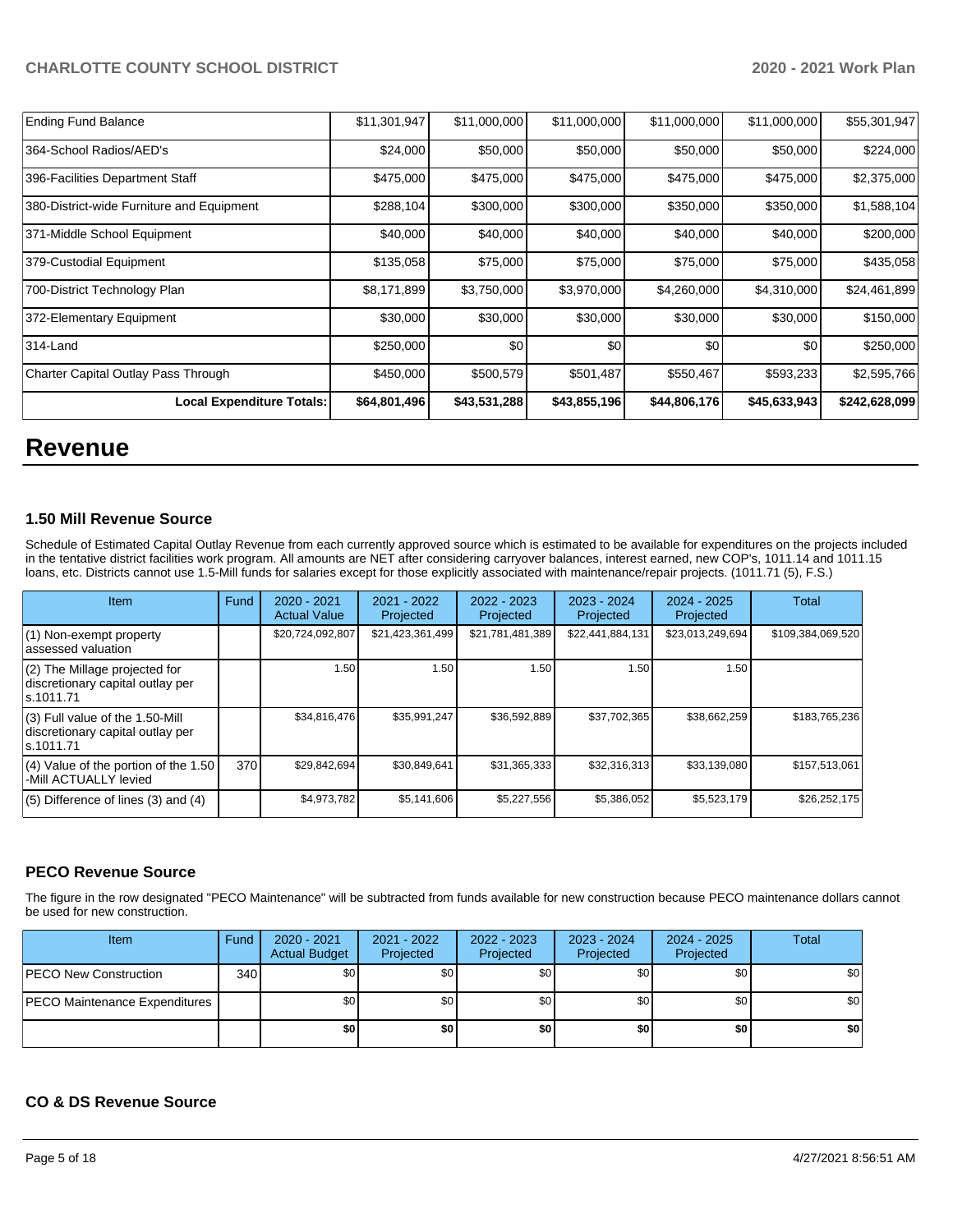| Ending Fund Balance | $11,301,947 | $11,000,000 | $11,000,000 | $11,000,000 | $11,000,000 | $55,301,947 |
|---|---|---|---|---|---|---|
| 364-School Radios/AED's | $24,000 | $50,000 | $50,000 | $50,000 | $50,000 | $224,000 |
| 396-Facilities Department Staff | $475,000 | $475,000 | $475,000 | $475,000 | $475,000 | $2,375,000 |
| 380-District-wide Furniture and Equipment | $288,104 | $300,000 | $300,000 | $350,000 | $350,000 | $1,588,104 |
| 371-Middle School Equipment | $40,000 | $40,000 | $40,000 | $40,000 | $40,000 | $200,000 |
| 379-Custodial Equipment | $135,058 | $75,000 | $75,000 | $75,000 | $75,000 | $435,058 |
| 700-District Technology Plan | $8,171,899 | $3,750,000 | $3,970,000 | $4,260,000 | $4,310,000 | $24,461,899 |
| 372-Elementary Equipment | $30,000 | $30,000 | $30,000 | $30,000 | $30,000 | $150,000 |
| 314-Land | $250,000 | $0 | $0 | $0 | $0 | $250,000 |
| Charter Capital Outlay Pass Through | $450,000 | $500,579 | $501,487 | $550,467 | $593,233 | $2,595,766 |
| **Local Expenditure Totals:** | **$64,801,496** | **$43,531,288** | **$43,855,196** | **$44,806,176** | **$45,633,943** | **$242,628,099** |

# Revenue

### 1.50 Mill Revenue Source

Schedule of Estimated Capital Outlay Revenue from each currently approved source which is estimated to be available for expenditures on the projects included in the tentative district facilities work program. All amounts are NET after considering carryover balances, interest earned, new COP's, 1011.14 and 1011.15 loans, etc. Districts cannot use 1.5-Mill funds for salaries except for those explicitly associated with maintenance/repair projects. (1011.71 (5), F.S.)

| Item | Fund | 2020 - 2021 Actual Value | 2021 - 2022 Projected | 2022 - 2023 Projected | 2023 - 2024 Projected | 2024 - 2025 Projected | Total |
|---|---|---|---|---|---|---|---|
| (1) Non-exempt property assessed valuation | | $20,724,092,807 | $21,423,361,499 | $21,781,481,389 | $22,441,884,131 | $23,013,249,694 | $109,384,069,520 |
| (2) The Millage projected for discretionary capital outlay per s.1011.71 | | 1.50 | 1.50 | 1.50 | 1.50 | 1.50 | |
| (3) Full value of the 1.50-Mill discretionary capital outlay per s.1011.71 | | $34,816,476 | $35,991,247 | $36,592,889 | $37,702,365 | $38,662,259 | $183,765,236 |
| (4) Value of the portion of the 1.50 -Mill ACTUALLY levied | 370 | $29,842,694 | $30,849,641 | $31,365,333 | $32,316,313 | $33,139,080 | $157,513,061 |
| (5) Difference of lines (3) and (4) | | $4,973,782 | $5,141,606 | $5,227,556 | $5,386,052 | $5,523,179 | $26,252,175 |

### PECO Revenue Source

The figure in the row designated "PECO Maintenance" will be subtracted from funds available for new construction because PECO maintenance dollars cannot be used for new construction.

| Item | Fund | 2020 - 2021 Actual Budget | 2021 - 2022 Projected | 2022 - 2023 Projected | 2023 - 2024 Projected | 2024 - 2025 Projected | Total |
|---|---|---|---|---|---|---|---|
| PECO New Construction | 340 | $0 | $0 | $0 | $0 | $0 | $0 |
| PECO Maintenance Expenditures | | $0 | $0 | $0 | $0 | $0 | $0 |
| | | **$0** | **$0** | **$0** | **$0** | **$0** | **$0** |

### CO & DS Revenue Source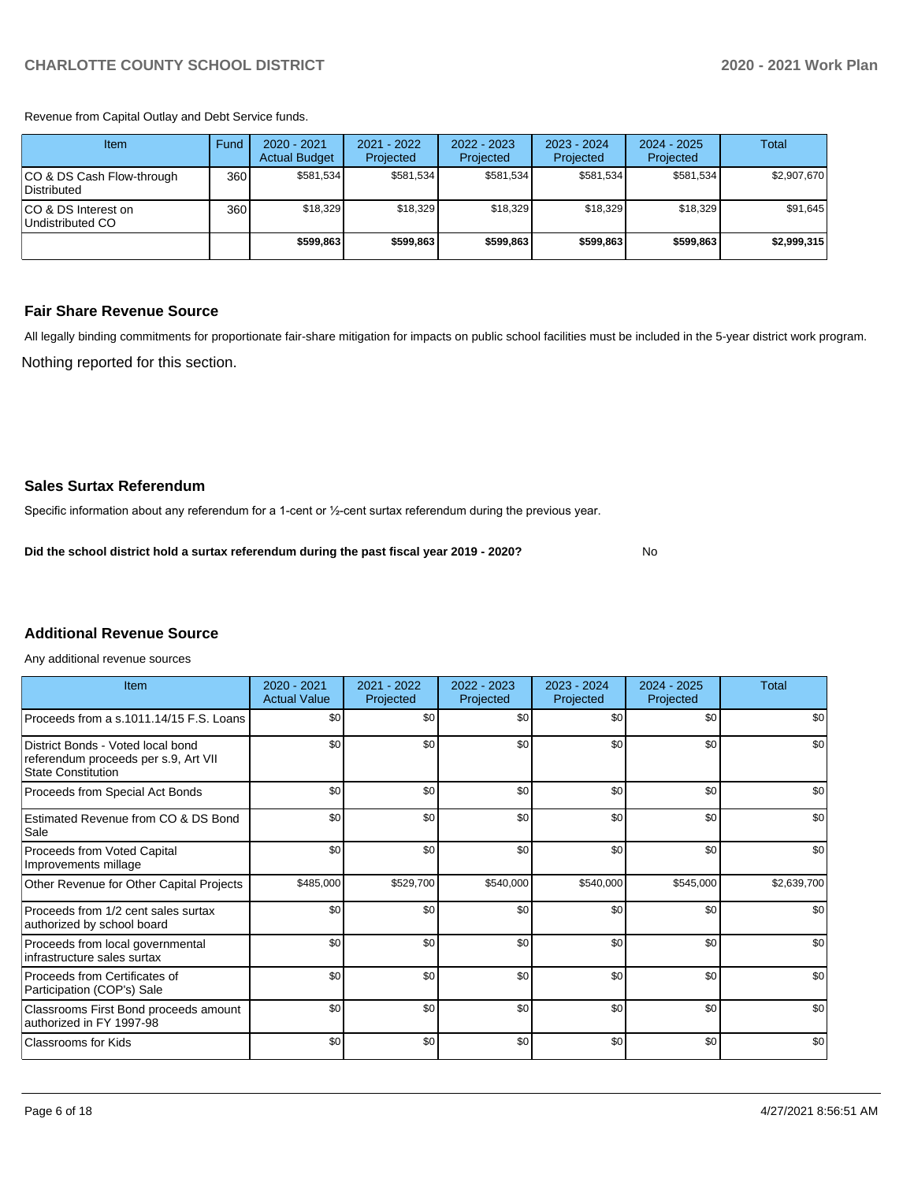Revenue from Capital Outlay and Debt Service funds.

| Item | Fund | 2020 - 2021 Actual Budget | 2021 - 2022 Projected | 2022 - 2023 Projected | 2023 - 2024 Projected | 2024 - 2025 Projected | Total |
|---|---|---|---|---|---|---|---|
| CO & DS Cash Flow-through Distributed | 360 | $581,534 | $581,534 | $581,534 | $581,534 | $581,534 | $2,907,670 |
| CO & DS Interest on Undistributed CO | 360 | $18,329 | $18,329 | $18,329 | $18,329 | $18,329 | $91,645 |
| | | **$599,863** | **$599,863** | **$599,863** | **$599,863** | **$599,863** | **$2,999,315** |

### Fair Share Revenue Source

All legally binding commitments for proportionate fair-share mitigation for impacts on public school facilities must be included in the 5-year district work program.

Nothing reported for this section.

### Sales Surtax Referendum

Specific information about any referendum for a 1-cent or ½-cent surtax referendum during the previous year.

**Did the school district hold a surtax referendum during the past fiscal year 2019 - 2020?** No

### Additional Revenue Source

Any additional revenue sources

| Item | 2020 - 2021 Actual Value | 2021 - 2022 Projected | 2022 - 2023 Projected | 2023 - 2024 Projected | 2024 - 2025 Projected | Total |
|---|---|---|---|---|---|---|
| Proceeds from a s.1011.14/15 F.S. Loans | $0 | $0 | $0 | $0 | $0 | $0 |
| District Bonds - Voted local bond referendum proceeds per s.9, Art VII State Constitution | $0 | $0 | $0 | $0 | $0 | $0 |
| Proceeds from Special Act Bonds | $0 | $0 | $0 | $0 | $0 | $0 |
| Estimated Revenue from CO & DS Bond Sale | $0 | $0 | $0 | $0 | $0 | $0 |
| Proceeds from Voted Capital Improvements millage | $0 | $0 | $0 | $0 | $0 | $0 |
| Other Revenue for Other Capital Projects | $485,000 | $529,700 | $540,000 | $540,000 | $545,000 | $2,639,700 |
| Proceeds from 1/2 cent sales surtax authorized by school board | $0 | $0 | $0 | $0 | $0 | $0 |
| Proceeds from local governmental infrastructure sales surtax | $0 | $0 | $0 | $0 | $0 | $0 |
| Proceeds from Certificates of Participation (COP's) Sale | $0 | $0 | $0 | $0 | $0 | $0 |
| Classrooms First Bond proceeds amount authorized in FY 1997-98 | $0 | $0 | $0 | $0 | $0 | $0 |
| Classrooms for Kids | $0 | $0 | $0 | $0 | $0 | $0 |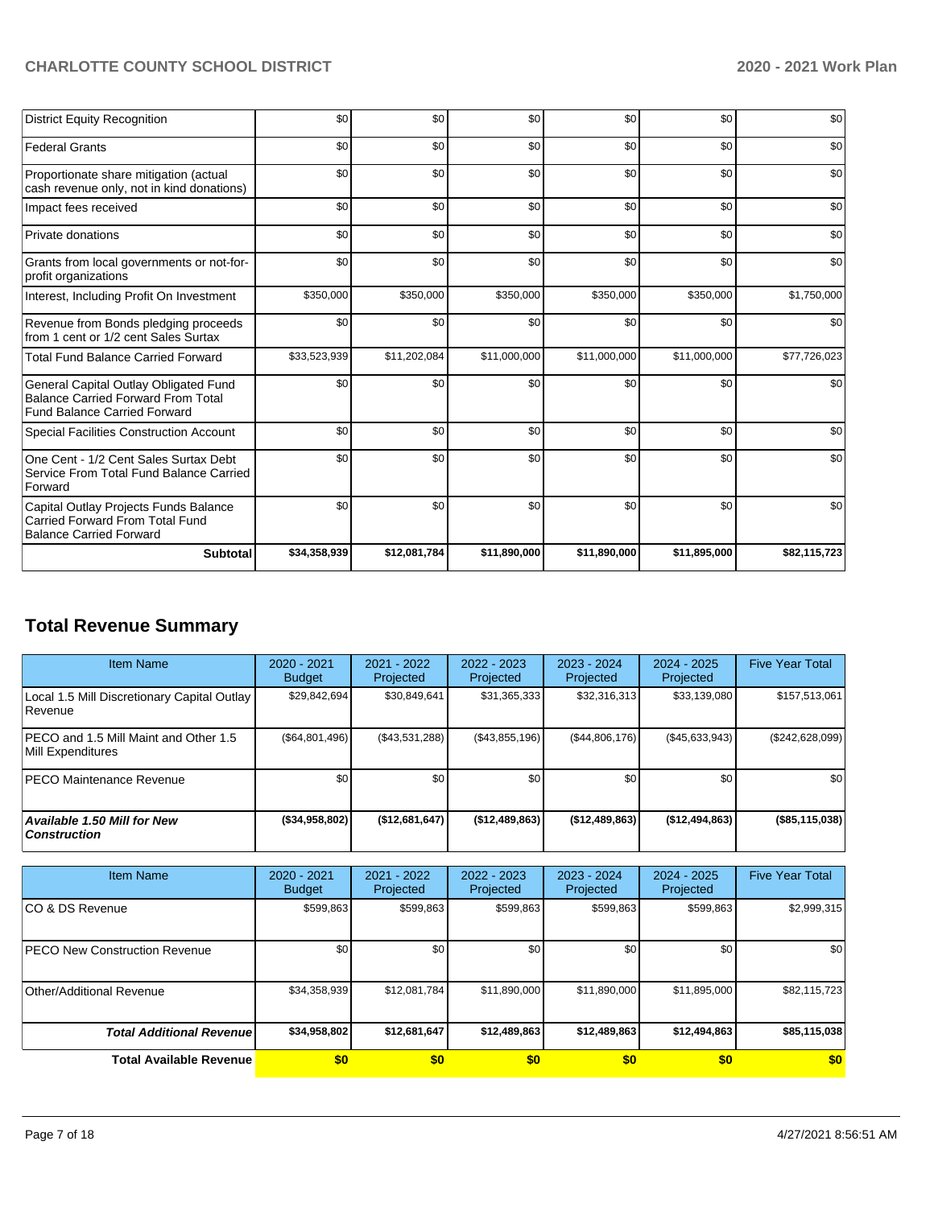| District Equity Recognition | $0 | $0 | $0 | $0 | $0 | $0 |
|---|---|---|---|---|---|---|
| Federal Grants | $0 | $0 | $0 | $0 | $0 | $0 |
| Proportionate share mitigation (actual cash revenue only, not in kind donations) | $0 | $0 | $0 | $0 | $0 | $0 |
| Impact fees received | $0 | $0 | $0 | $0 | $0 | $0 |
| Private donations | $0 | $0 | $0 | $0 | $0 | $0 |
| Grants from local governments or not-for-profit organizations | $0 | $0 | $0 | $0 | $0 | $0 |
| Interest, Including Profit On Investment | $350,000 | $350,000 | $350,000 | $350,000 | $350,000 | $1,750,000 |
| Revenue from Bonds pledging proceeds from 1 cent or 1/2 cent Sales Surtax | $0 | $0 | $0 | $0 | $0 | $0 |
| Total Fund Balance Carried Forward | $33,523,939 | $11,202,084 | $11,000,000 | $11,000,000 | $11,000,000 | $77,726,023 |
| General Capital Outlay Obligated Fund Balance Carried Forward From Total Fund Balance Carried Forward | $0 | $0 | $0 | $0 | $0 | $0 |
| Special Facilities Construction Account | $0 | $0 | $0 | $0 | $0 | $0 |
| One Cent - 1/2 Cent Sales Surtax Debt Service From Total Fund Balance Carried Forward | $0 | $0 | $0 | $0 | $0 | $0 |
| Capital Outlay Projects Funds Balance Carried Forward From Total Fund Balance Carried Forward | $0 | $0 | $0 | $0 | $0 | $0 |
| **Subtotal** | **$34,358,939** | **$12,081,784** | **$11,890,000** | **$11,890,000** | **$11,895,000** | **$82,115,723** |

## Total Revenue Summary

| Item Name | 2020 - 2021 Budget | 2021 - 2022 Projected | 2022 - 2023 Projected | 2023 - 2024 Projected | 2024 - 2025 Projected | Five Year Total |
|---|---|---|---|---|---|---|
| Local 1.5 Mill Discretionary Capital Outlay Revenue | $29,842,694 | $30,849,641 | $31,365,333 | $32,316,313 | $33,139,080 | $157,513,061 |
| PECO and 1.5 Mill Maint and Other 1.5 Mill Expenditures | ($64,801,496) | ($43,531,288) | ($43,855,196) | ($44,806,176) | ($45,633,943) | ($242,628,099) |
| PECO Maintenance Revenue | $0 | $0 | $0 | $0 | $0 | $0 |
| ***Available 1.50 Mill for New Construction*** | **($34,958,802)** | **($12,681,647)** | **($12,489,863)** | **($12,489,863)** | **($12,494,863)** | **($85,115,038)** |

| Item Name | 2020 - 2021 Budget | 2021 - 2022 Projected | 2022 - 2023 Projected | 2023 - 2024 Projected | 2024 - 2025 Projected | Five Year Total |
|---|---|---|---|---|---|---|
| CO & DS Revenue | $599,863 | $599,863 | $599,863 | $599,863 | $599,863 | $2,999,315 |
| PECO New Construction Revenue | $0 | $0 | $0 | $0 | $0 | $0 |
| Other/Additional Revenue | $34,358,939 | $12,081,784 | $11,890,000 | $11,890,000 | $11,895,000 | $82,115,723 |
| ***Total Additional Revenue*** | **$34,958,802** | **$12,681,647** | **$12,489,863** | **$12,489,863** | **$12,494,863** | **$85,115,038** |
| **Total Available Revenue** | **$0** | **$0** | **$0** | **$0** | **$0** | **$0** |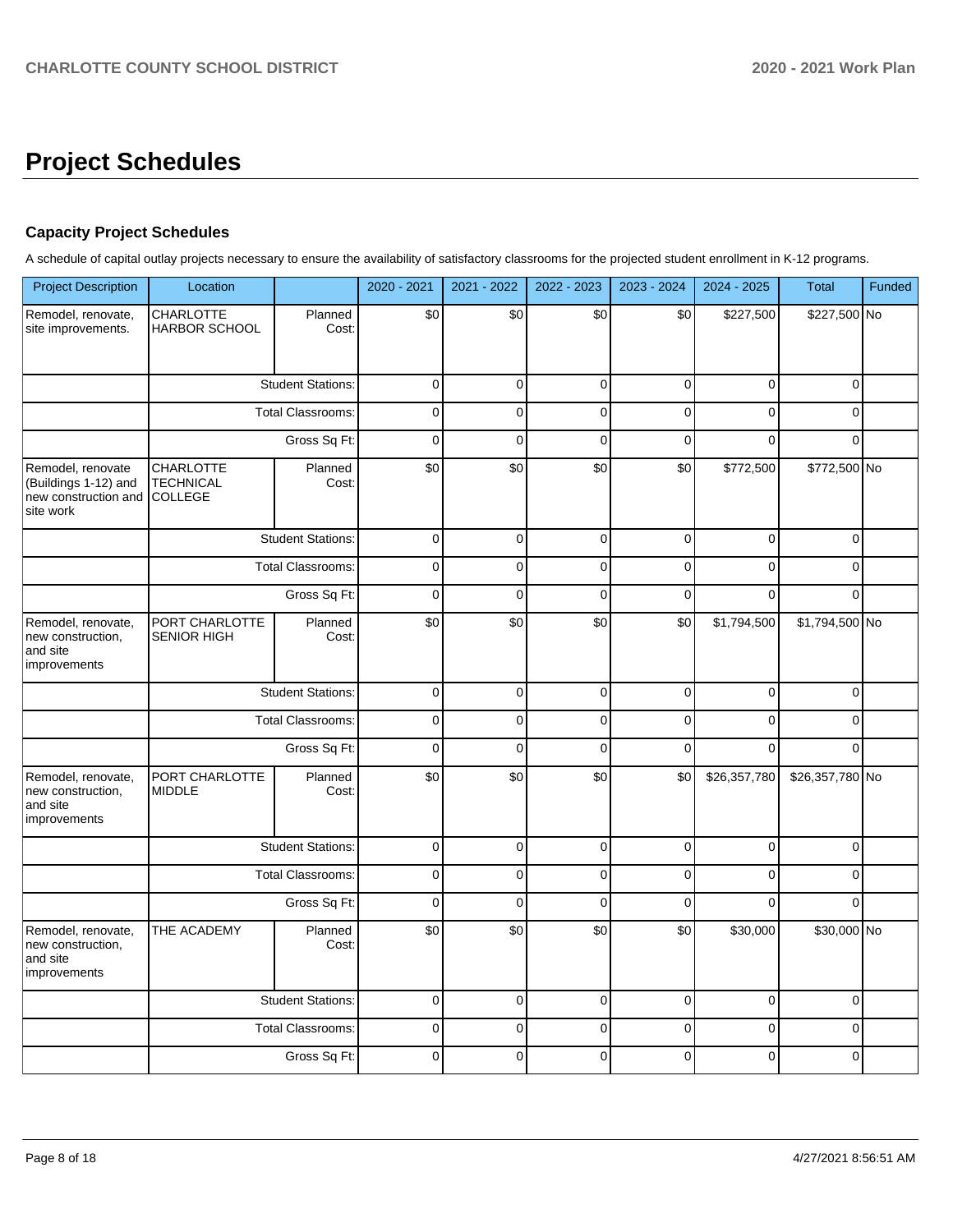# Project Schedules

### Capacity Project Schedules

A schedule of capital outlay projects necessary to ensure the availability of satisfactory classrooms for the projected student enrollment in K-12 programs.

| Project Description | Location | | 2020 - 2021 | 2021 - 2022 | 2022 - 2023 | 2023 - 2024 | 2024 - 2025 | Total | Funded |
|---|---|---|---|---|---|---|---|---|---|
| Remodel, renovate, site improvements. | CHARLOTTE HARBOR SCHOOL | Planned Cost: | $0 | $0 | $0 | $0 | $227,500 | $227,500 | No |
| | | Student Stations: | 0 | 0 | 0 | 0 | 0 | 0 | |
| | | Total Classrooms: | 0 | 0 | 0 | 0 | 0 | 0 | |
| | | Gross Sq Ft: | 0 | 0 | 0 | 0 | 0 | 0 | |
| Remodel, renovate (Buildings 1-12) and new construction and site work | CHARLOTTE TECHNICAL COLLEGE | Planned Cost: | $0 | $0 | $0 | $0 | $772,500 | $772,500 | No |
| | | Student Stations: | 0 | 0 | 0 | 0 | 0 | 0 | |
| | | Total Classrooms: | 0 | 0 | 0 | 0 | 0 | 0 | |
| | | Gross Sq Ft: | 0 | 0 | 0 | 0 | 0 | 0 | |
| Remodel, renovate, new construction, and site improvements | PORT CHARLOTTE SENIOR HIGH | Planned Cost: | $0 | $0 | $0 | $0 | $1,794,500 | $1,794,500 | No |
| | | Student Stations: | 0 | 0 | 0 | 0 | 0 | 0 | |
| | | Total Classrooms: | 0 | 0 | 0 | 0 | 0 | 0 | |
| | | Gross Sq Ft: | 0 | 0 | 0 | 0 | 0 | 0 | |
| Remodel, renovate, new construction, and site improvements | PORT CHARLOTTE MIDDLE | Planned Cost: | $0 | $0 | $0 | $0 | $26,357,780 | $26,357,780 | No |
| | | Student Stations: | 0 | 0 | 0 | 0 | 0 | 0 | |
| | | Total Classrooms: | 0 | 0 | 0 | 0 | 0 | 0 | |
| | | Gross Sq Ft: | 0 | 0 | 0 | 0 | 0 | 0 | |
| Remodel, renovate, new construction, and site improvements | THE ACADEMY | Planned Cost: | $0 | $0 | $0 | $0 | $30,000 | $30,000 | No |
| | | Student Stations: | 0 | 0 | 0 | 0 | 0 | 0 | |
| | | Total Classrooms: | 0 | 0 | 0 | 0 | 0 | 0 | |
| | | Gross Sq Ft: | 0 | 0 | 0 | 0 | 0 | 0 | |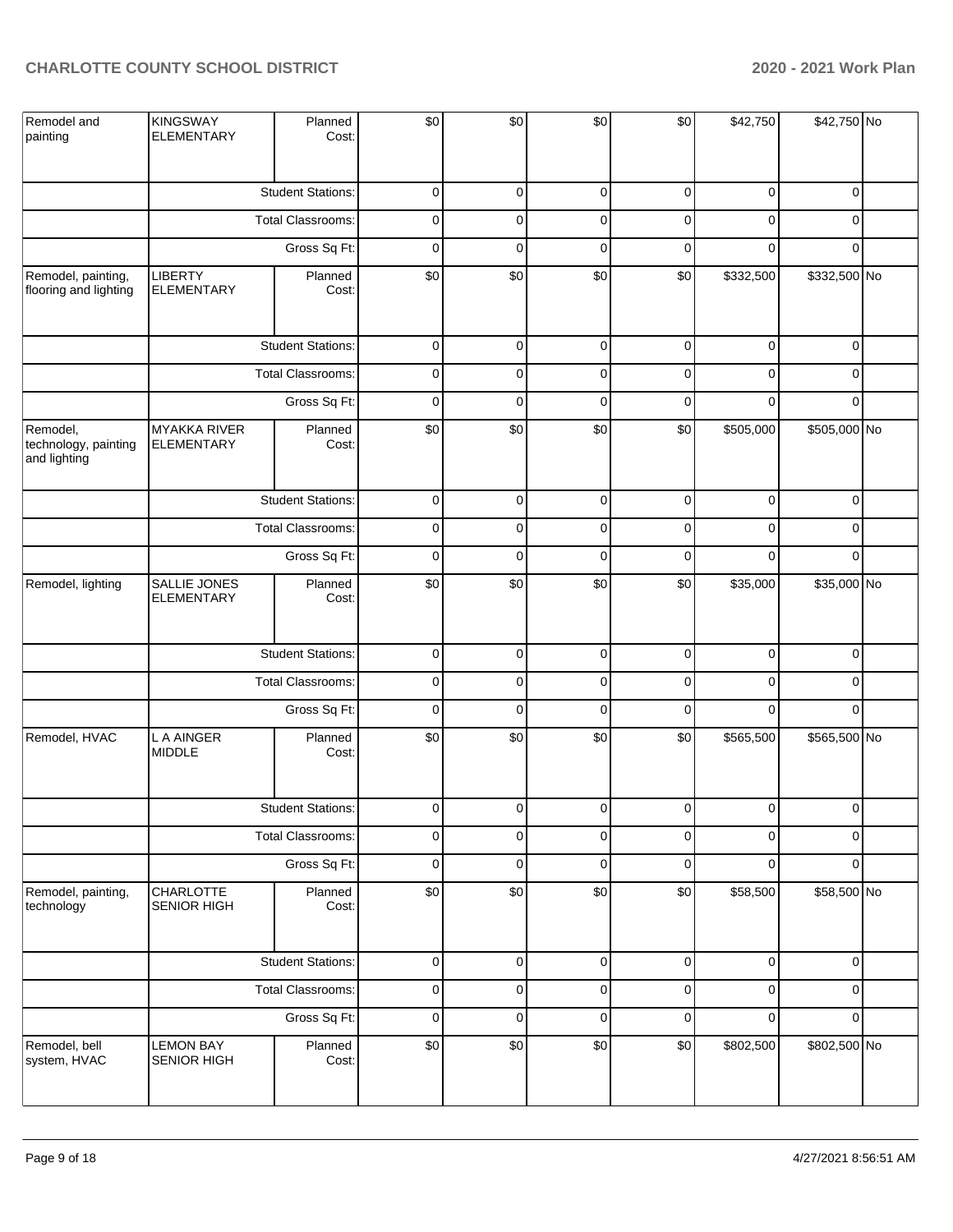| | | | | | | | | | |
|---|---|---|---|---|---|---|---|---|---|
| Remodel and painting | KINGSWAY ELEMENTARY | Planned Cost: | $0 | $0 | $0 | $0 | $42,750 | $42,750 | No |
| | | Student Stations: | 0 | 0 | 0 | 0 | 0 | 0 | |
| | | Total Classrooms: | 0 | 0 | 0 | 0 | 0 | 0 | |
| | | Gross Sq Ft: | 0 | 0 | 0 | 0 | 0 | 0 | |
| Remodel, painting, flooring and lighting | LIBERTY ELEMENTARY | Planned Cost: | $0 | $0 | $0 | $0 | $332,500 | $332,500 | No |
| | | Student Stations: | 0 | 0 | 0 | 0 | 0 | 0 | |
| | | Total Classrooms: | 0 | 0 | 0 | 0 | 0 | 0 | |
| | | Gross Sq Ft: | 0 | 0 | 0 | 0 | 0 | 0 | |
| Remodel, technology, painting and lighting | MYAKKA RIVER ELEMENTARY | Planned Cost: | $0 | $0 | $0 | $0 | $505,000 | $505,000 | No |
| | | Student Stations: | 0 | 0 | 0 | 0 | 0 | 0 | |
| | | Total Classrooms: | 0 | 0 | 0 | 0 | 0 | 0 | |
| | | Gross Sq Ft: | 0 | 0 | 0 | 0 | 0 | 0 | |
| Remodel, lighting | SALLIE JONES ELEMENTARY | Planned Cost: | $0 | $0 | $0 | $0 | $35,000 | $35,000 | No |
| | | Student Stations: | 0 | 0 | 0 | 0 | 0 | 0 | |
| | | Total Classrooms: | 0 | 0 | 0 | 0 | 0 | 0 | |
| | | Gross Sq Ft: | 0 | 0 | 0 | 0 | 0 | 0 | |
| Remodel, HVAC | L A AINGER MIDDLE | Planned Cost: | $0 | $0 | $0 | $0 | $565,500 | $565,500 | No |
| | | Student Stations: | 0 | 0 | 0 | 0 | 0 | 0 | |
| | | Total Classrooms: | 0 | 0 | 0 | 0 | 0 | 0 | |
| | | Gross Sq Ft: | 0 | 0 | 0 | 0 | 0 | 0 | |
| Remodel, painting, technology | CHARLOTTE SENIOR HIGH | Planned Cost: | $0 | $0 | $0 | $0 | $58,500 | $58,500 | No |
| | | Student Stations: | 0 | 0 | 0 | 0 | 0 | 0 | |
| | | Total Classrooms: | 0 | 0 | 0 | 0 | 0 | 0 | |
| | | Gross Sq Ft: | 0 | 0 | 0 | 0 | 0 | 0 | |
| Remodel, bell system, HVAC | LEMON BAY SENIOR HIGH | Planned Cost: | $0 | $0 | $0 | $0 | $802,500 | $802,500 | No |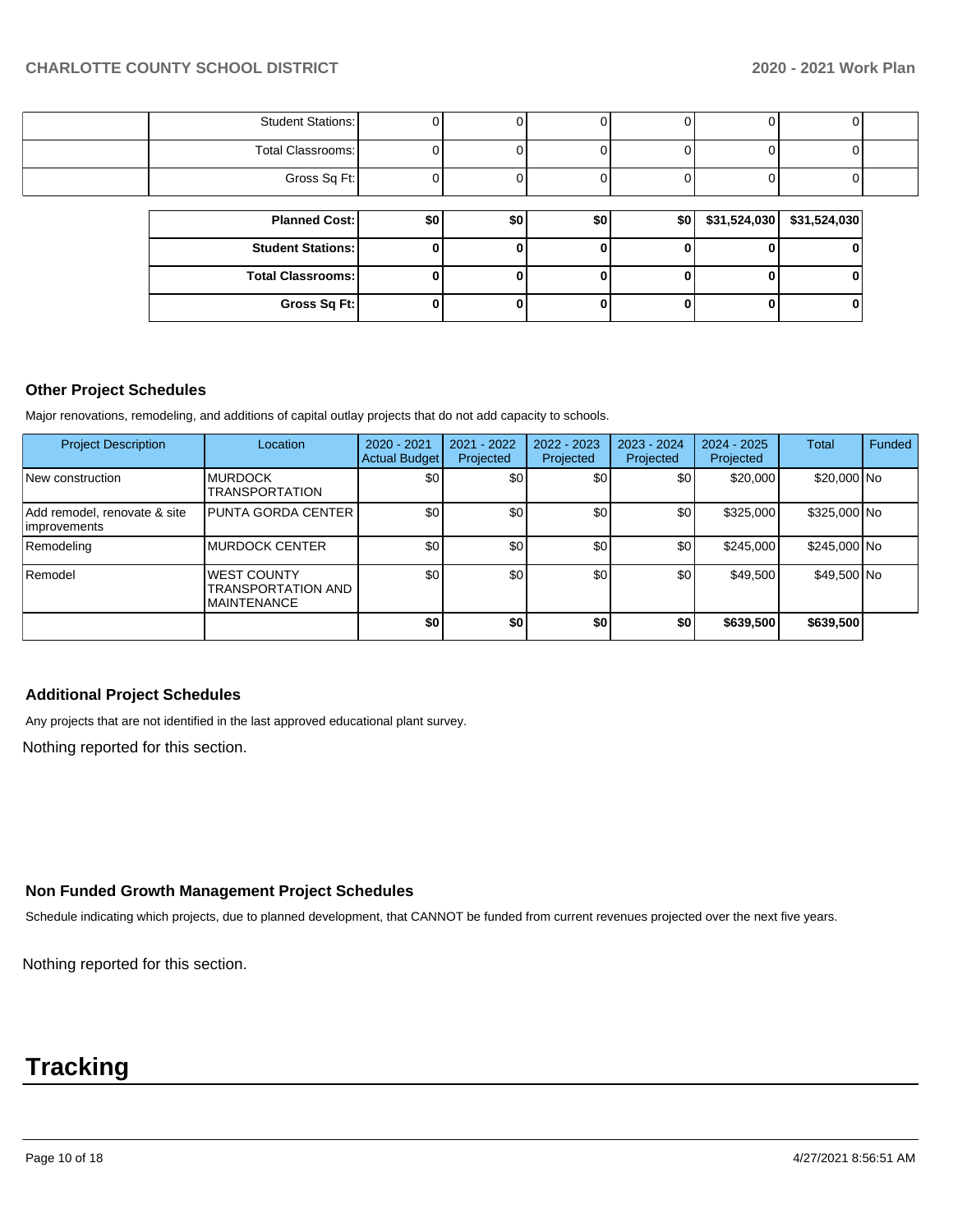| | | | | | | | |
|---|---|---|---|---|---|---|---|
| | Student Stations: | 0 | 0 | 0 | 0 | 0 | 0 |
| | Total Classrooms: | 0 | 0 | 0 | 0 | 0 | 0 |
| | Gross Sq Ft: | 0 | 0 | 0 | 0 | 0 | 0 |

| | | | | | | |
|---|---|---|---|---|---|---|
| **Planned Cost:** | **$0** | **$0** | **$0** | **$0** | **$31,524,030** | **$31,524,030** |
| **Student Stations:** | **0** | **0** | **0** | **0** | **0** | **0** |
| **Total Classrooms:** | **0** | **0** | **0** | **0** | **0** | **0** |
| **Gross Sq Ft:** | **0** | **0** | **0** | **0** | **0** | **0** |

### Other Project Schedules

Major renovations, remodeling, and additions of capital outlay projects that do not add capacity to schools.

| Project Description | Location | 2020 - 2021 Actual Budget | 2021 - 2022 Projected | 2022 - 2023 Projected | 2023 - 2024 Projected | 2024 - 2025 Projected | Total | Funded |
|---|---|---|---|---|---|---|---|---|
| New construction | MURDOCK TRANSPORTATION | $0 | $0 | $0 | $0 | $20,000 | $20,000 | No |
| Add remodel, renovate & site improvements | PUNTA GORDA CENTER | $0 | $0 | $0 | $0 | $325,000 | $325,000 | No |
| Remodeling | MURDOCK CENTER | $0 | $0 | $0 | $0 | $245,000 | $245,000 | No |
| Remodel | WEST COUNTY TRANSPORTATION AND MAINTENANCE | $0 | $0 | $0 | $0 | $49,500 | $49,500 | No |
| | | **$0** | **$0** | **$0** | **$0** | **$639,500** | **$639,500** | |

### Additional Project Schedules

Any projects that are not identified in the last approved educational plant survey.

Nothing reported for this section.

### Non Funded Growth Management Project Schedules

Schedule indicating which projects, due to planned development, that CANNOT be funded from current revenues projected over the next five years.

Nothing reported for this section.

# Tracking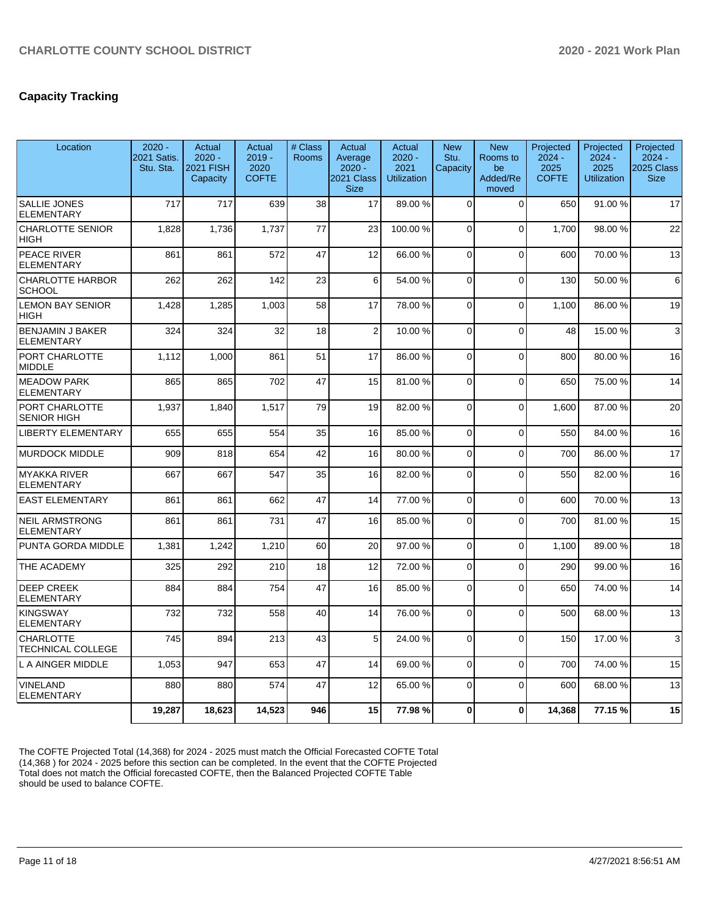## Capacity Tracking

| Location | 2020 - 2021 Satis. Stu. Sta. | Actual 2020 - 2021 FISH Capacity | Actual 2019 - 2020 COFTE | # Class Rooms | Actual Average 2020 - 2021 Class Size | Actual 2020 - 2021 Utilization | New Stu. Capacity | New Rooms to be Added/Re moved | Projected 2024 - 2025 COFTE | Projected 2024 - 2025 Utilization | Projected 2024 - 2025 Class Size |
|---|---|---|---|---|---|---|---|---|---|---|---|
| SALLIE JONES ELEMENTARY | 717 | 717 | 639 | 38 | 17 | 89.00 % | 0 | 0 | 650 | 91.00 % | 17 |
| CHARLOTTE SENIOR HIGH | 1,828 | 1,736 | 1,737 | 77 | 23 | 100.00 % | 0 | 0 | 1,700 | 98.00 % | 22 |
| PEACE RIVER ELEMENTARY | 861 | 861 | 572 | 47 | 12 | 66.00 % | 0 | 0 | 600 | 70.00 % | 13 |
| CHARLOTTE HARBOR SCHOOL | 262 | 262 | 142 | 23 | 6 | 54.00 % | 0 | 0 | 130 | 50.00 % | 6 |
| LEMON BAY SENIOR HIGH | 1,428 | 1,285 | 1,003 | 58 | 17 | 78.00 % | 0 | 0 | 1,100 | 86.00 % | 19 |
| BENJAMIN J BAKER ELEMENTARY | 324 | 324 | 32 | 18 | 2 | 10.00 % | 0 | 0 | 48 | 15.00 % | 3 |
| PORT CHARLOTTE MIDDLE | 1,112 | 1,000 | 861 | 51 | 17 | 86.00 % | 0 | 0 | 800 | 80.00 % | 16 |
| MEADOW PARK ELEMENTARY | 865 | 865 | 702 | 47 | 15 | 81.00 % | 0 | 0 | 650 | 75.00 % | 14 |
| PORT CHARLOTTE SENIOR HIGH | 1,937 | 1,840 | 1,517 | 79 | 19 | 82.00 % | 0 | 0 | 1,600 | 87.00 % | 20 |
| LIBERTY ELEMENTARY | 655 | 655 | 554 | 35 | 16 | 85.00 % | 0 | 0 | 550 | 84.00 % | 16 |
| MURDOCK MIDDLE | 909 | 818 | 654 | 42 | 16 | 80.00 % | 0 | 0 | 700 | 86.00 % | 17 |
| MYAKKA RIVER ELEMENTARY | 667 | 667 | 547 | 35 | 16 | 82.00 % | 0 | 0 | 550 | 82.00 % | 16 |
| EAST ELEMENTARY | 861 | 861 | 662 | 47 | 14 | 77.00 % | 0 | 0 | 600 | 70.00 % | 13 |
| NEIL ARMSTRONG ELEMENTARY | 861 | 861 | 731 | 47 | 16 | 85.00 % | 0 | 0 | 700 | 81.00 % | 15 |
| PUNTA GORDA MIDDLE | 1,381 | 1,242 | 1,210 | 60 | 20 | 97.00 % | 0 | 0 | 1,100 | 89.00 % | 18 |
| THE ACADEMY | 325 | 292 | 210 | 18 | 12 | 72.00 % | 0 | 0 | 290 | 99.00 % | 16 |
| DEEP CREEK ELEMENTARY | 884 | 884 | 754 | 47 | 16 | 85.00 % | 0 | 0 | 650 | 74.00 % | 14 |
| KINGSWAY ELEMENTARY | 732 | 732 | 558 | 40 | 14 | 76.00 % | 0 | 0 | 500 | 68.00 % | 13 |
| CHARLOTTE TECHNICAL COLLEGE | 745 | 894 | 213 | 43 | 5 | 24.00 % | 0 | 0 | 150 | 17.00 % | 3 |
| L A AINGER MIDDLE | 1,053 | 947 | 653 | 47 | 14 | 69.00 % | 0 | 0 | 700 | 74.00 % | 15 |
| VINELAND ELEMENTARY | 880 | 880 | 574 | 47 | 12 | 65.00 % | 0 | 0 | 600 | 68.00 % | 13 |
| | **19,287** | **18,623** | **14,523** | **946** | **15** | **77.98 %** | **0** | **0** | **14,368** | **77.15 %** | **15** |

The COFTE Projected Total (14,368) for 2024 - 2025 must match the Official Forecasted COFTE Total (14,368 ) for 2024 - 2025 before this section can be completed. In the event that the COFTE Projected Total does not match the Official forecasted COFTE, then the Balanced Projected COFTE Table should be used to balance COFTE.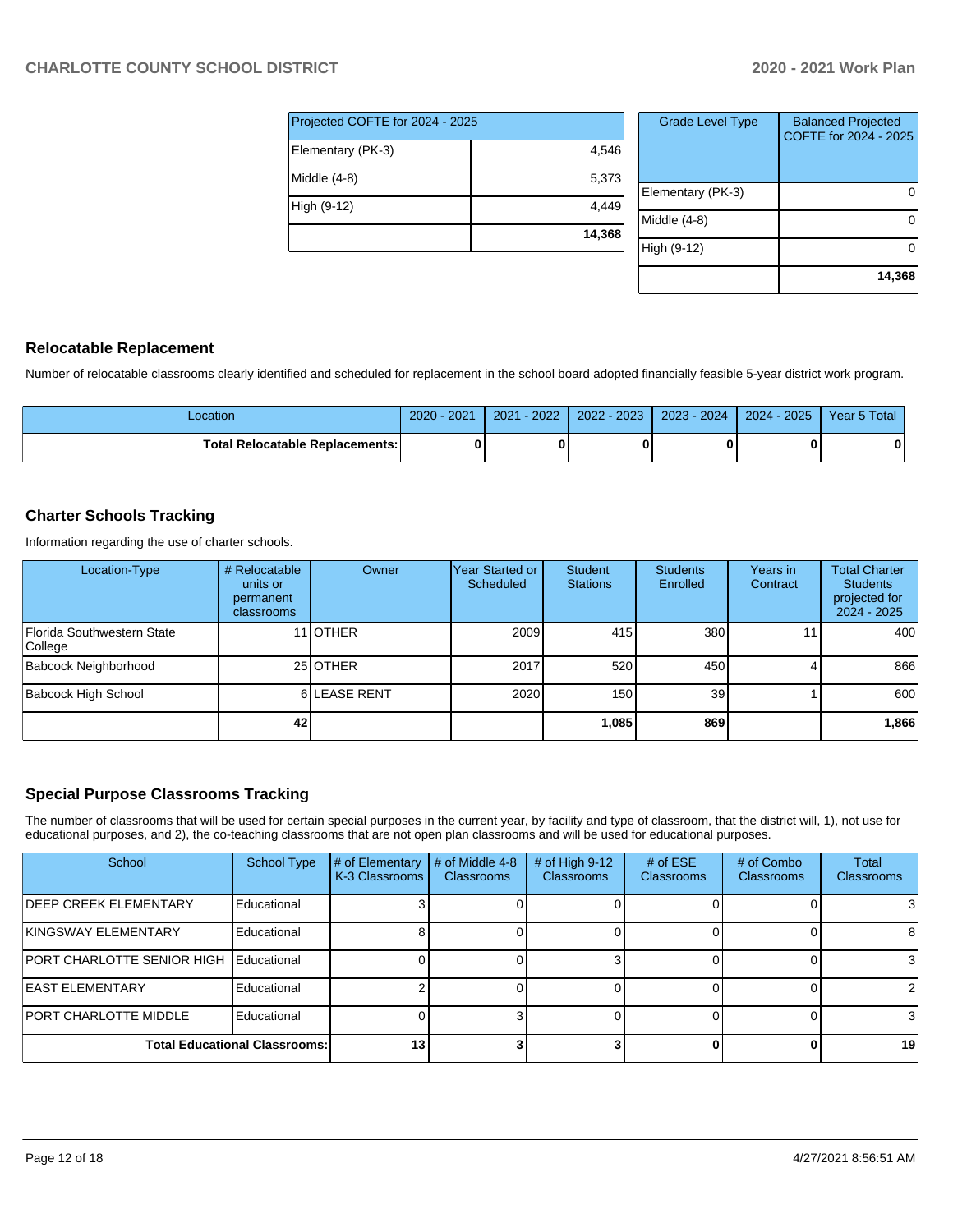| Projected COFTE for 2024 - 2025 | |
|---|---|
| Elementary (PK-3) | 4,546 |
| Middle (4-8) | 5,373 |
| High (9-12) | 4,449 |
| | **14,368** |

| Grade Level Type | Balanced Projected COFTE for 2024 - 2025 |
|---|---|
| Elementary (PK-3) | 0 |
| Middle (4-8) | 0 |
| High (9-12) | 0 |
| | **14,368** |

## Relocatable Replacement

Number of relocatable classrooms clearly identified and scheduled for replacement in the school board adopted financially feasible 5-year district work program.

| Location | 2020 - 2021 | 2021 - 2022 | 2022 - 2023 | 2023 - 2024 | 2024 - 2025 | Year 5 Total |
|---|---|---|---|---|---|---|
| **Total Relocatable Replacements:** | **0** | **0** | **0** | **0** | **0** | **0** |

## Charter Schools Tracking

Information regarding the use of charter schools.

| Location-Type | # Relocatable units or permanent classrooms | Owner | Year Started or Scheduled | Student Stations | Students Enrolled | Years in Contract | Total Charter Students projected for 2024 - 2025 |
|---|---|---|---|---|---|---|---|
| Florida Southwestern State College | 11 | OTHER | 2009 | 415 | 380 | 11 | 400 |
| Babcock Neighborhood | 25 | OTHER | 2017 | 520 | 450 | 4 | 866 |
| Babcock High School | 6 | LEASE RENT | 2020 | 150 | 39 | 1 | 600 |
| | **42** | | | **1,085** | **869** | | **1,866** |

## Special Purpose Classrooms Tracking

The number of classrooms that will be used for certain special purposes in the current year, by facility and type of classroom, that the district will, 1), not use for educational purposes, and 2), the co-teaching classrooms that are not open plan classrooms and will be used for educational purposes.

| School | School Type | # of Elementary K-3 Classrooms | # of Middle 4-8 Classrooms | # of High 9-12 Classrooms | # of ESE Classrooms | # of Combo Classrooms | Total Classrooms |
|---|---|---|---|---|---|---|---|
| DEEP CREEK ELEMENTARY | Educational | 3 | 0 | 0 | 0 | 0 | 3 |
| KINGSWAY ELEMENTARY | Educational | 8 | 0 | 0 | 0 | 0 | 8 |
| PORT CHARLOTTE SENIOR HIGH | Educational | 0 | 0 | 3 | 0 | 0 | 3 |
| EAST ELEMENTARY | Educational | 2 | 0 | 0 | 0 | 0 | 2 |
| PORT CHARLOTTE MIDDLE | Educational | 0 | 3 | 0 | 0 | 0 | 3 |
| **Total Educational Classrooms:** | | **13** | **3** | **3** | **0** | **0** | **19** |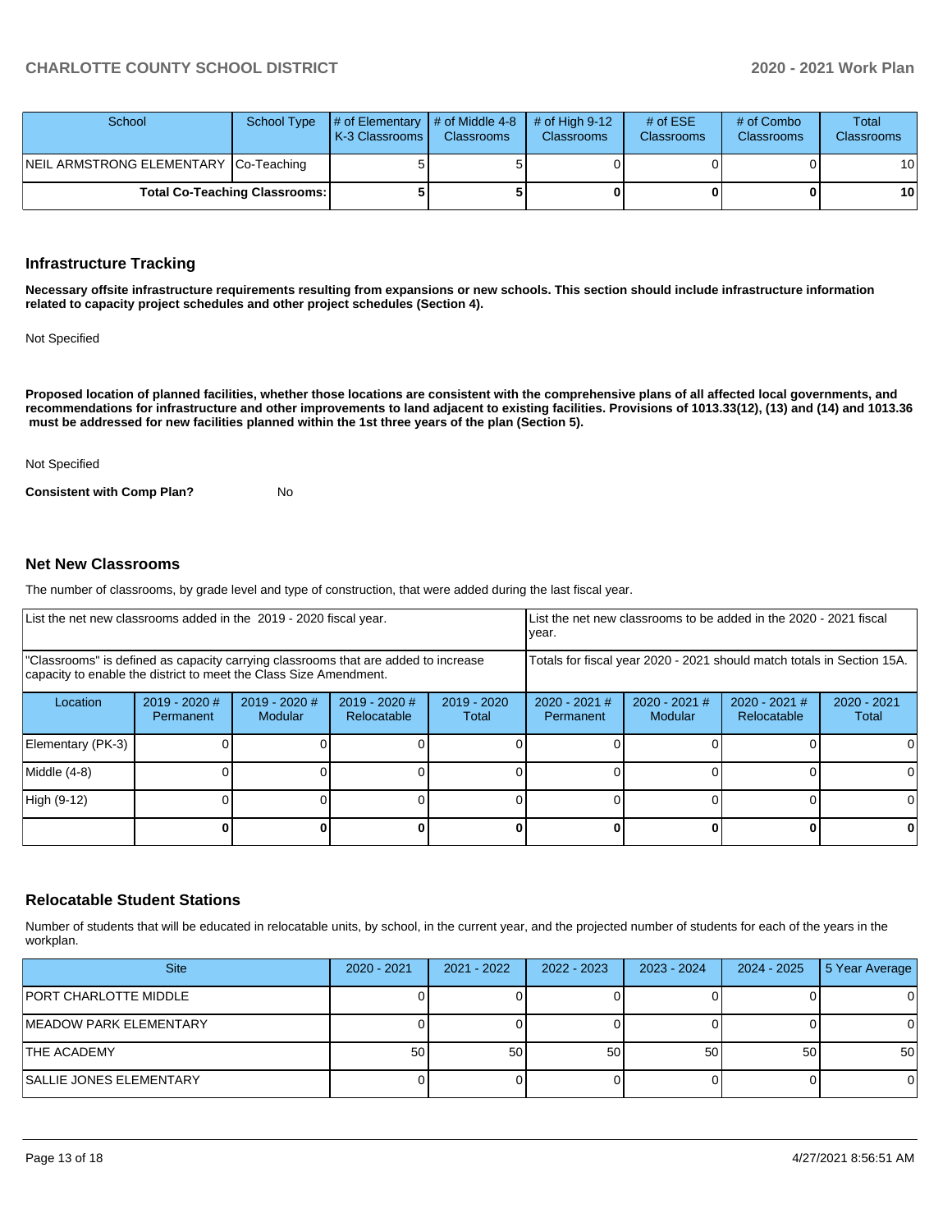| School | School Type | # of Elementary K-3 Classrooms | # of Middle 4-8 Classrooms | # of High 9-12 Classrooms | # of ESE Classrooms | # of Combo Classrooms | Total Classrooms |
|---|---|---|---|---|---|---|---|
| NEIL ARMSTRONG ELEMENTARY | Co-Teaching | 5 | 5 | 0 | 0 | 0 | 10 |
| Total Co-Teaching Classrooms: | | **5** | **5** | **0** | **0** | **0** | **10** |

## Infrastructure Tracking

**Necessary offsite infrastructure requirements resulting from expansions or new schools. This section should include infrastructure information related to capacity project schedules and other project schedules (Section 4).**

Not Specified

**Proposed location of planned facilities, whether those locations are consistent with the comprehensive plans of all affected local governments, and recommendations for infrastructure and other improvements to land adjacent to existing facilities. Provisions of 1013.33(12), (13) and (14) and 1013.36 must be addressed for new facilities planned within the 1st three years of the plan (Section 5).**

Not Specified

**Consistent with Comp Plan?** No

## Net New Classrooms

The number of classrooms, by grade level and type of construction, that were added during the last fiscal year.

| List the net new classrooms added in the 2019 - 2020 fiscal year. | | | | | List the net new classrooms to be added in the 2020 - 2021 fiscal year. | | | |
|---|---|---|---|---|---|---|---|---|
| "Classrooms" is defined as capacity carrying classrooms that are added to increase capacity to enable the district to meet the Class Size Amendment. | | | | | Totals for fiscal year 2020 - 2021 should match totals in Section 15A. | | | |
| Location | 2019 - 2020 # Permanent | 2019 - 2020 # Modular | 2019 - 2020 # Relocatable | 2019 - 2020 Total | 2020 - 2021 # Permanent | 2020 - 2021 # Modular | 2020 - 2021 # Relocatable | 2020 - 2021 Total |
| Elementary (PK-3) | 0 | 0 | 0 | 0 | 0 | 0 | 0 | 0 |
| Middle (4-8) | 0 | 0 | 0 | 0 | 0 | 0 | 0 | 0 |
| High (9-12) | 0 | 0 | 0 | 0 | 0 | 0 | 0 | 0 |
| | **0** | **0** | **0** | **0** | **0** | **0** | **0** | **0** |

## Relocatable Student Stations

Number of students that will be educated in relocatable units, by school, in the current year, and the projected number of students for each of the years in the workplan.

| Site | 2020 - 2021 | 2021 - 2022 | 2022 - 2023 | 2023 - 2024 | 2024 - 2025 | 5 Year Average |
|---|---|---|---|---|---|---|
| PORT CHARLOTTE MIDDLE | 0 | 0 | 0 | 0 | 0 | 0 |
| MEADOW PARK ELEMENTARY | 0 | 0 | 0 | 0 | 0 | 0 |
| THE ACADEMY | 50 | 50 | 50 | 50 | 50 | 50 |
| SALLIE JONES ELEMENTARY | 0 | 0 | 0 | 0 | 0 | 0 |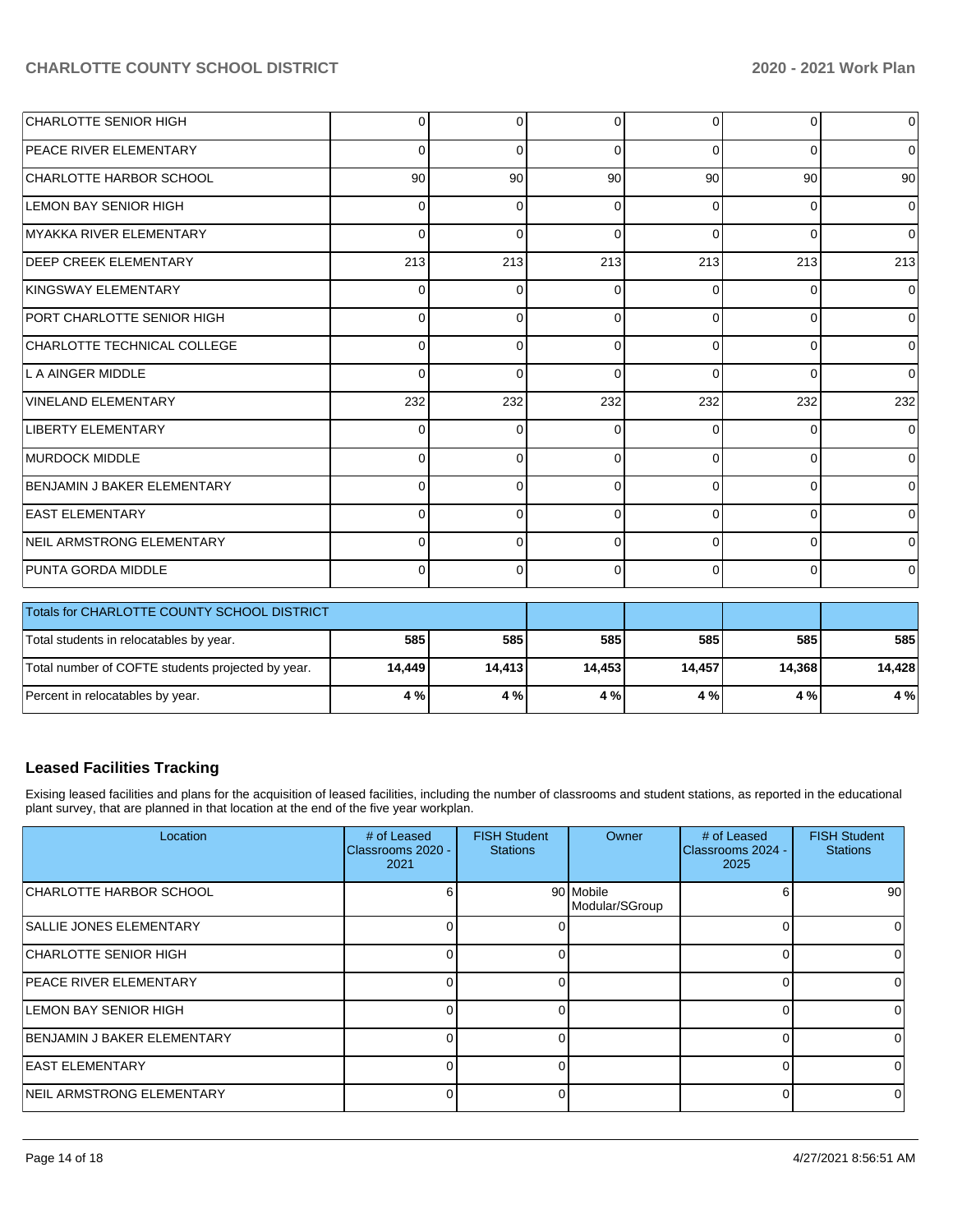| | | | | | | |
|---|---|---|---|---|---|---|
| CHARLOTTE SENIOR HIGH | 0 | 0 | 0 | 0 | 0 | 0 |
| PEACE RIVER ELEMENTARY | 0 | 0 | 0 | 0 | 0 | 0 |
| CHARLOTTE HARBOR SCHOOL | 90 | 90 | 90 | 90 | 90 | 90 |
| LEMON BAY SENIOR HIGH | 0 | 0 | 0 | 0 | 0 | 0 |
| MYAKKA RIVER ELEMENTARY | 0 | 0 | 0 | 0 | 0 | 0 |
| DEEP CREEK ELEMENTARY | 213 | 213 | 213 | 213 | 213 | 213 |
| KINGSWAY ELEMENTARY | 0 | 0 | 0 | 0 | 0 | 0 |
| PORT CHARLOTTE SENIOR HIGH | 0 | 0 | 0 | 0 | 0 | 0 |
| CHARLOTTE TECHNICAL COLLEGE | 0 | 0 | 0 | 0 | 0 | 0 |
| L A AINGER MIDDLE | 0 | 0 | 0 | 0 | 0 | 0 |
| VINELAND ELEMENTARY | 232 | 232 | 232 | 232 | 232 | 232 |
| LIBERTY ELEMENTARY | 0 | 0 | 0 | 0 | 0 | 0 |
| MURDOCK MIDDLE | 0 | 0 | 0 | 0 | 0 | 0 |
| BENJAMIN J BAKER ELEMENTARY | 0 | 0 | 0 | 0 | 0 | 0 |
| EAST ELEMENTARY | 0 | 0 | 0 | 0 | 0 | 0 |
| NEIL ARMSTRONG ELEMENTARY | 0 | 0 | 0 | 0 | 0 | 0 |
| PUNTA GORDA MIDDLE | 0 | 0 | 0 | 0 | 0 | 0 |

| Totals for CHARLOTTE COUNTY SCHOOL DISTRICT | | | | | | |
|---|---|---|---|---|---|---|
| Total students in relocatables by year. | **585** | **585** | **585** | **585** | **585** | **585** |
| Total number of COFTE students projected by year. | **14,449** | **14,413** | **14,453** | **14,457** | **14,368** | **14,428** |
| Percent in relocatables by year. | **4 %** | **4 %** | **4 %** | **4 %** | **4 %** | **4 %** |

## Leased Facilities Tracking

Exising leased facilities and plans for the acquisition of leased facilities, including the number of classrooms and student stations, as reported in the educational plant survey, that are planned in that location at the end of the five year workplan.

| Location | # of Leased Classrooms 2020 - 2021 | FISH Student Stations | Owner | # of Leased Classrooms 2024 - 2025 | FISH Student Stations |
|---|---|---|---|---|---|
| CHARLOTTE HARBOR SCHOOL | 6 | 90 | Mobile Modular/SGroup | 6 | 90 |
| SALLIE JONES ELEMENTARY | 0 | 0 | | 0 | 0 |
| CHARLOTTE SENIOR HIGH | 0 | 0 | | 0 | 0 |
| PEACE RIVER ELEMENTARY | 0 | 0 | | 0 | 0 |
| LEMON BAY SENIOR HIGH | 0 | 0 | | 0 | 0 |
| BENJAMIN J BAKER ELEMENTARY | 0 | 0 | | 0 | 0 |
| EAST ELEMENTARY | 0 | 0 | | 0 | 0 |
| NEIL ARMSTRONG ELEMENTARY | 0 | 0 | | 0 | 0 |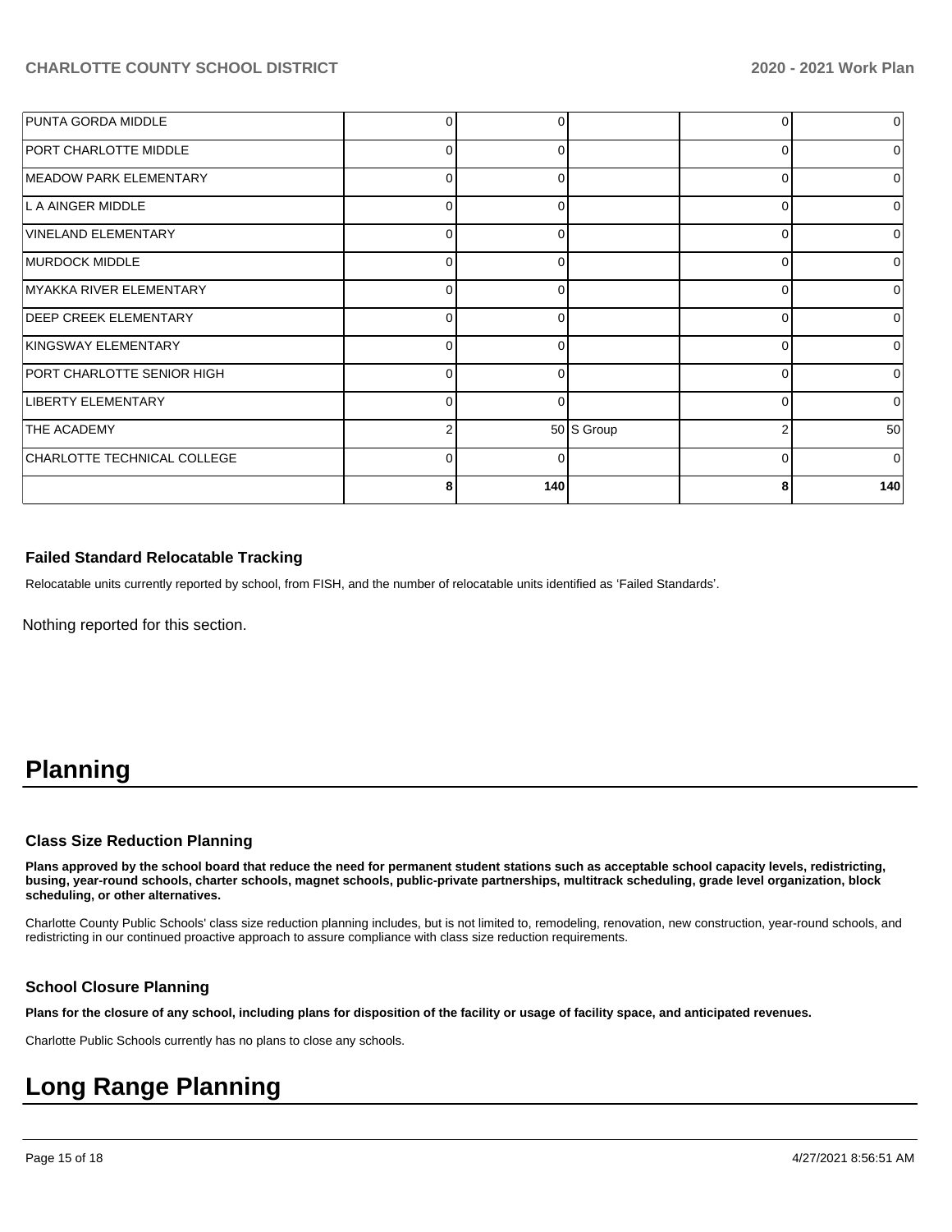| | | | | | |
|---|---|---|---|---|---|
| PUNTA GORDA MIDDLE | 0 | 0 | | 0 | 0 |
| PORT CHARLOTTE MIDDLE | 0 | 0 | | 0 | 0 |
| MEADOW PARK ELEMENTARY | 0 | 0 | | 0 | 0 |
| L A AINGER MIDDLE | 0 | 0 | | 0 | 0 |
| VINELAND ELEMENTARY | 0 | 0 | | 0 | 0 |
| MURDOCK MIDDLE | 0 | 0 | | 0 | 0 |
| MYAKKA RIVER ELEMENTARY | 0 | 0 | | 0 | 0 |
| DEEP CREEK ELEMENTARY | 0 | 0 | | 0 | 0 |
| KINGSWAY ELEMENTARY | 0 | 0 | | 0 | 0 |
| PORT CHARLOTTE SENIOR HIGH | 0 | 0 | | 0 | 0 |
| LIBERTY ELEMENTARY | 0 | 0 | | 0 | 0 |
| THE ACADEMY | 2 | 50 | S Group | 2 | 50 |
| CHARLOTTE TECHNICAL COLLEGE | 0 | 0 | | 0 | 0 |
| | 8 | 140 | | 8 | 140 |

### Failed Standard Relocatable Tracking

Relocatable units currently reported by school, from FISH, and the number of relocatable units identified as 'Failed Standards'.

Nothing reported for this section.

# Planning

### Class Size Reduction Planning

**Plans approved by the school board that reduce the need for permanent student stations such as acceptable school capacity levels, redistricting, busing, year-round schools, charter schools, magnet schools, public-private partnerships, multitrack scheduling, grade level organization, block scheduling, or other alternatives.**

Charlotte County Public Schools' class size reduction planning includes, but is not limited to, remodeling, renovation, new construction, year-round schools, and redistricting in our continued proactive approach to assure compliance with class size reduction requirements.

### School Closure Planning

**Plans for the closure of any school, including plans for disposition of the facility or usage of facility space, and anticipated revenues.**

Charlotte Public Schools currently has no plans to close any schools.

# Long Range Planning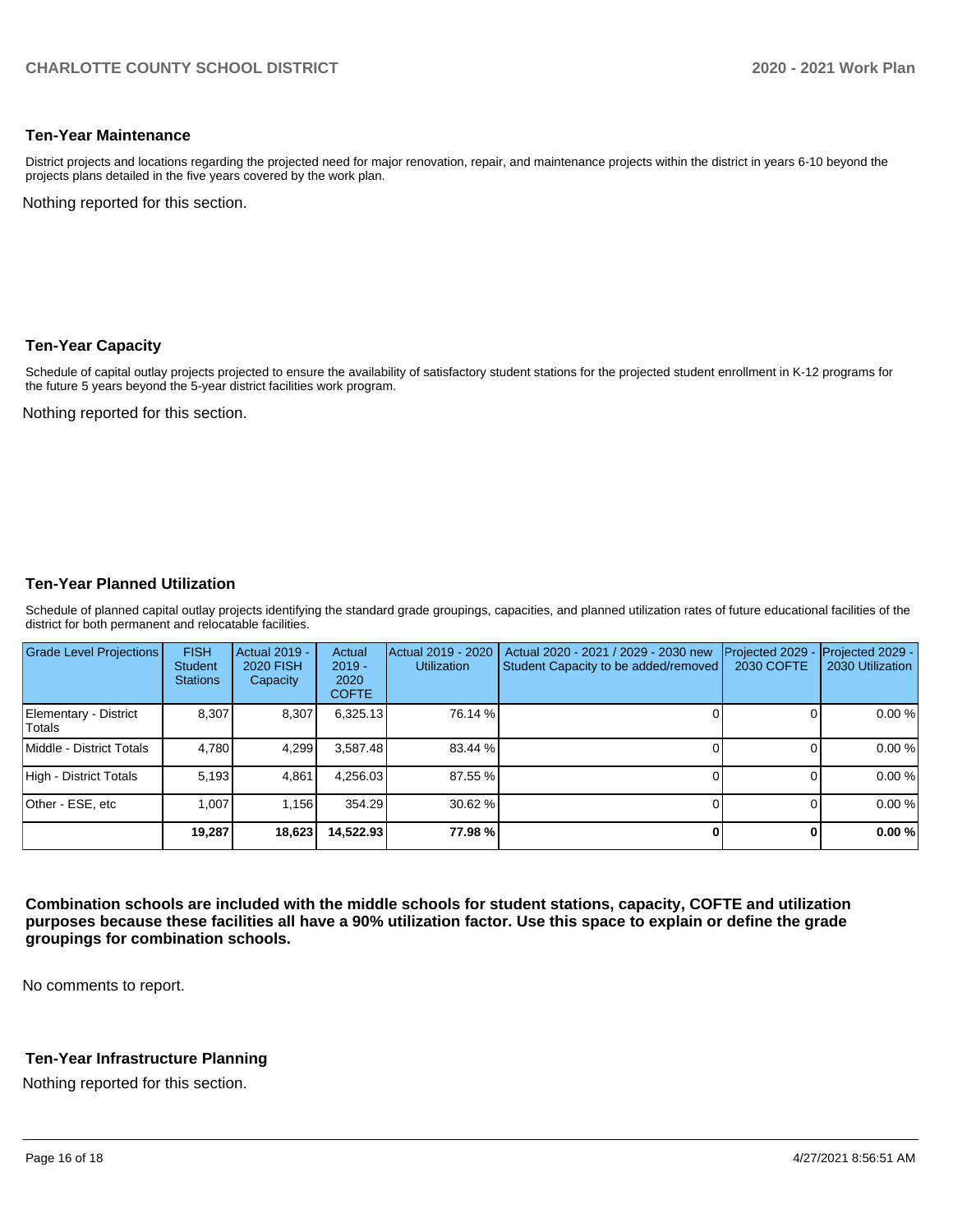## Ten-Year Maintenance

District projects and locations regarding the projected need for major renovation, repair, and maintenance projects within the district in years 6-10 beyond the projects plans detailed in the five years covered by the work plan.

Nothing reported for this section.

## Ten-Year Capacity

Schedule of capital outlay projects projected to ensure the availability of satisfactory student stations for the projected student enrollment in K-12 programs for the future 5 years beyond the 5-year district facilities work program.

Nothing reported for this section.

## Ten-Year Planned Utilization

Schedule of planned capital outlay projects identifying the standard grade groupings, capacities, and planned utilization rates of future educational facilities of the district for both permanent and relocatable facilities.

| Grade Level Projections | FISH Student Stations | Actual 2019 - 2020 FISH Capacity | Actual 2019 - 2020 COFTE | Actual 2019 - 2020 Utilization | Actual 2020 - 2021 / 2029 - 2030 new Student Capacity to be added/removed | Projected 2029 - 2030 COFTE | Projected 2029 - 2030 Utilization |
|---|---|---|---|---|---|---|---|
| Elementary - District Totals | 8,307 | 8,307 | 6,325.13 | 76.14 % | 0 | 0 | 0.00 % |
| Middle - District Totals | 4,780 | 4,299 | 3,587.48 | 83.44 % | 0 | 0 | 0.00 % |
| High - District Totals | 5,193 | 4,861 | 4,256.03 | 87.55 % | 0 | 0 | 0.00 % |
| Other - ESE, etc | 1,007 | 1,156 | 354.29 | 30.62 % | 0 | 0 | 0.00 % |
| | **19,287** | **18,623** | **14,522.93** | **77.98 %** | **0** | **0** | **0.00 %** |

**Combination schools are included with the middle schools for student stations, capacity, COFTE and utilization purposes because these facilities all have a 90% utilization factor. Use this space to explain or define the grade groupings for combination schools.**

No comments to report.

## Ten-Year Infrastructure Planning

Nothing reported for this section.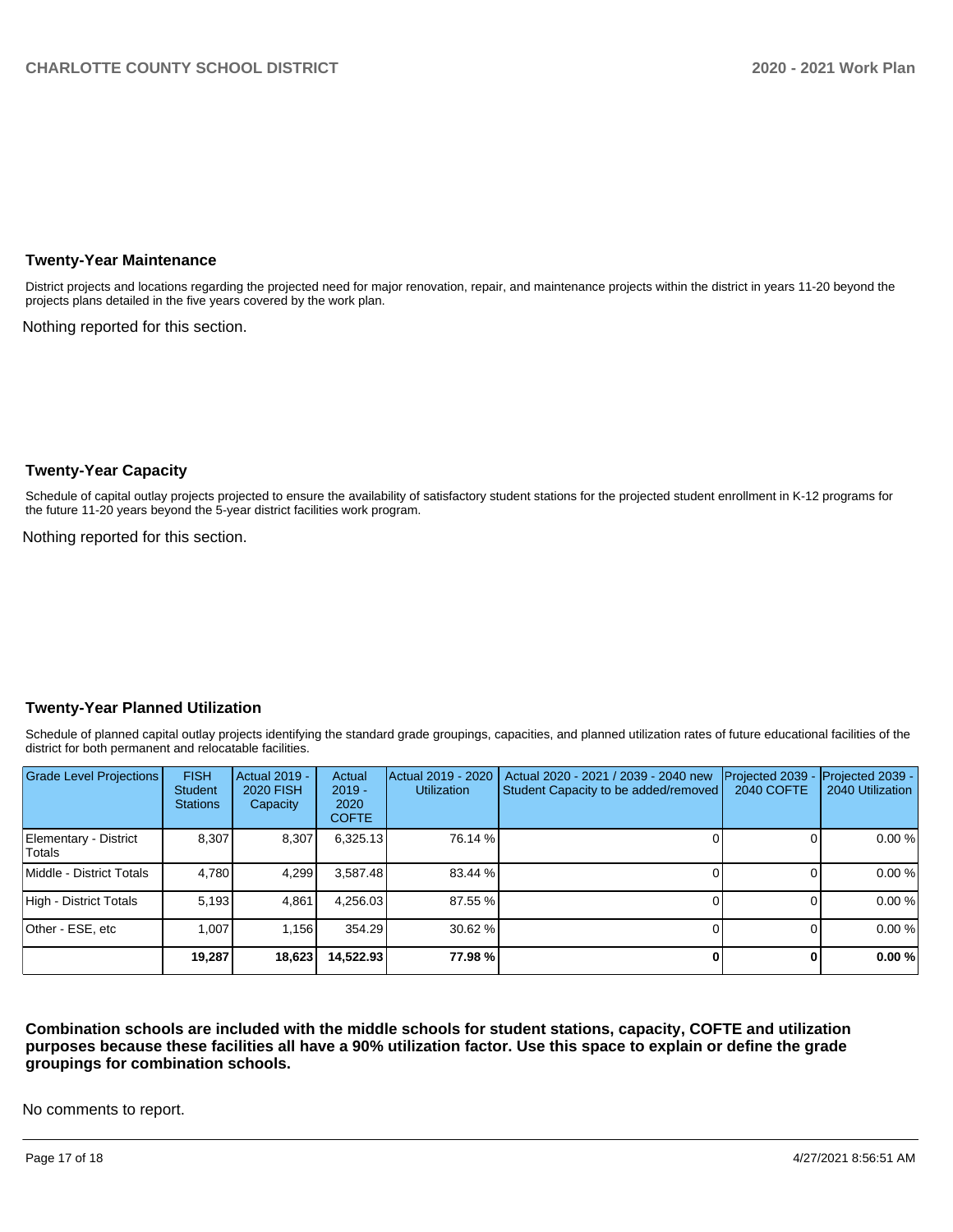## Twenty-Year Maintenance

District projects and locations regarding the projected need for major renovation, repair, and maintenance projects within the district in years 11-20 beyond the projects plans detailed in the five years covered by the work plan.

Nothing reported for this section.

## Twenty-Year Capacity

Schedule of capital outlay projects projected to ensure the availability of satisfactory student stations for the projected student enrollment in K-12 programs for the future 11-20 years beyond the 5-year district facilities work program.

Nothing reported for this section.

## Twenty-Year Planned Utilization

Schedule of planned capital outlay projects identifying the standard grade groupings, capacities, and planned utilization rates of future educational facilities of the district for both permanent and relocatable facilities.

| Grade Level Projections | FISH Student Stations | Actual 2019 - 2020 FISH Capacity | Actual 2019 - 2020 COFTE | Actual 2019 - 2020 Utilization | Actual 2020 - 2021 / 2039 - 2040 new Student Capacity to be added/removed | Projected 2039 - 2040 COFTE | Projected 2039 - 2040 Utilization |
|---|---|---|---|---|---|---|---|
| Elementary - District Totals | 8,307 | 8,307 | 6,325.13 | 76.14 % | 0 | 0 | 0.00 % |
| Middle - District Totals | 4,780 | 4,299 | 3,587.48 | 83.44 % | 0 | 0 | 0.00 % |
| High - District Totals | 5,193 | 4,861 | 4,256.03 | 87.55 % | 0 | 0 | 0.00 % |
| Other - ESE, etc | 1,007 | 1,156 | 354.29 | 30.62 % | 0 | 0 | 0.00 % |
| | **19,287** | **18,623** | **14,522.93** | **77.98 %** | **0** | **0** | **0.00 %** |

**Combination schools are included with the middle schools for student stations, capacity, COFTE and utilization purposes because these facilities all have a 90% utilization factor. Use this space to explain or define the grade groupings for combination schools.**

No comments to report.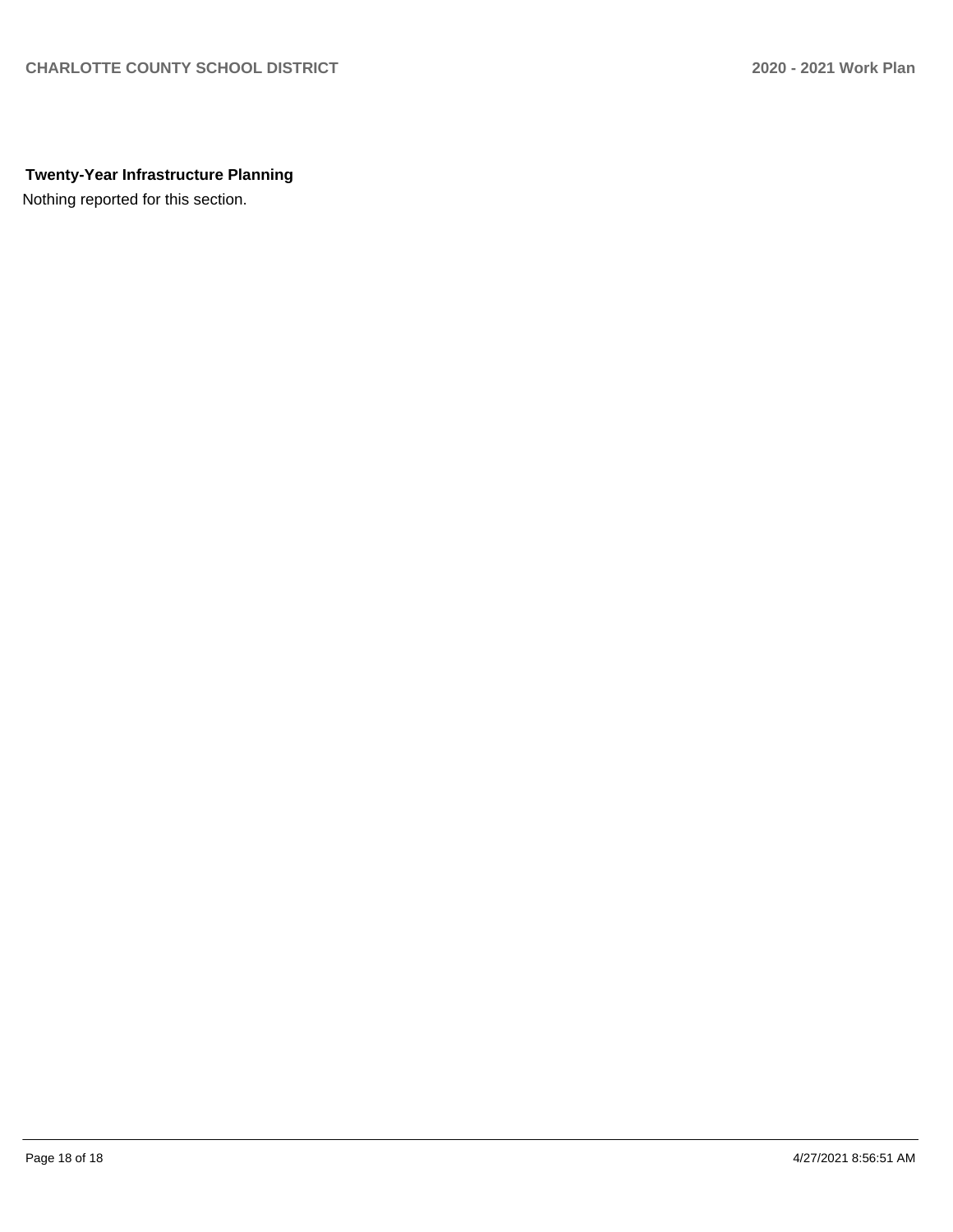**Twenty-Year Infrastructure Planning**

Nothing reported for this section.